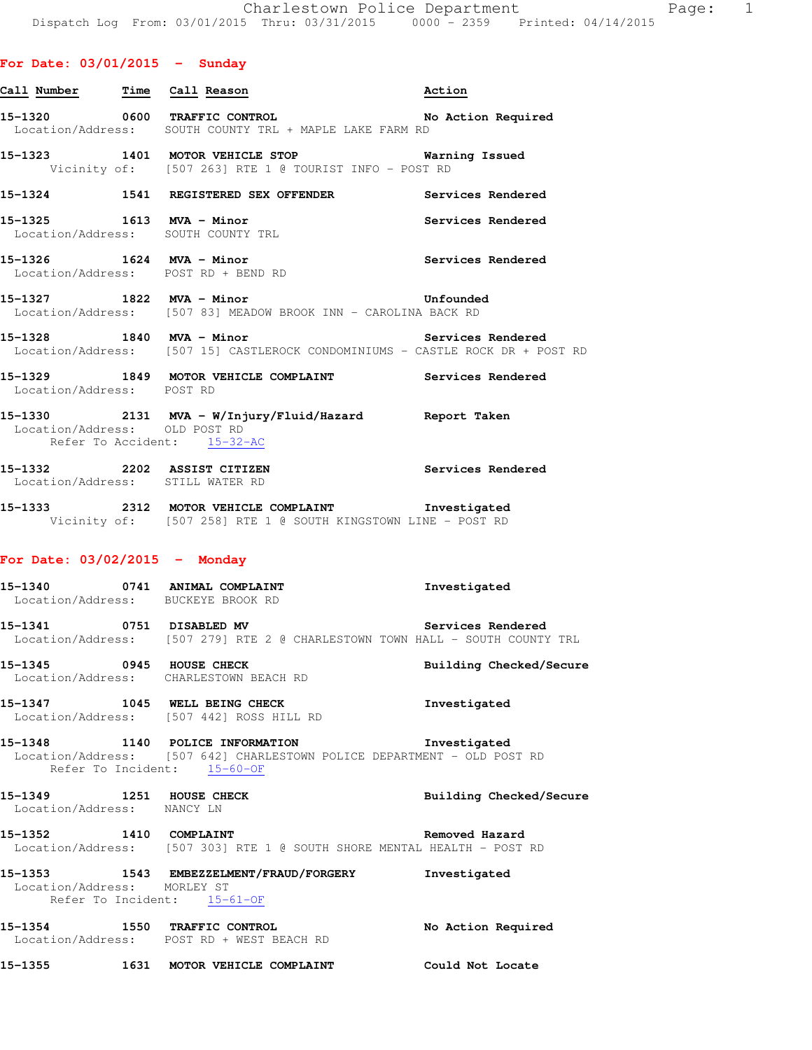Charlestown Police Department
Dispatch Log From: 03/01/2015 Thru: 03/31/2015 0000 - 2359 Printed: 04/14/2015

## For Date: 03/01/2015 - Sunday

| Call Number | Time | Call Reason | Action |
|---|---|---|---|

**15-1320** 0600 **TRAFFIC CONTROL** — **No Action Required**
Location/Address: SOUTH COUNTY TRL + MAPLE LAKE FARM RD

**15-1323** 1401 **MOTOR VEHICLE STOP** — **Warning Issued**
Vicinity of: [507 263] RTE 1 @ TOURIST INFO - POST RD

**15-1324** 1541 **REGISTERED SEX OFFENDER** — **Services Rendered**

**15-1325** 1613 **MVA - Minor** — **Services Rendered**
Location/Address: SOUTH COUNTY TRL

**15-1326** 1624 **MVA - Minor** — **Services Rendered**
Location/Address: POST RD + BEND RD

**15-1327** 1822 **MVA - Minor** — **Unfounded**
Location/Address: [507 83] MEADOW BROOK INN - CAROLINA BACK RD

**15-1328** 1840 **MVA - Minor** — **Services Rendered**
Location/Address: [507 15] CASTLEROCK CONDOMINIUMS - CASTLE ROCK DR + POST RD

**15-1329** 1849 **MOTOR VEHICLE COMPLAINT** — **Services Rendered**
Location/Address: POST RD

**15-1330** 2131 **MVA - W/Injury/Fluid/Hazard** — **Report Taken**
Location/Address: OLD POST RD
Refer To Accident: 15-32-AC

**15-1332** 2202 **ASSIST CITIZEN** — **Services Rendered**
Location/Address: STILL WATER RD

**15-1333** 2312 **MOTOR VEHICLE COMPLAINT** — **Investigated**
Vicinity of: [507 258] RTE 1 @ SOUTH KINGSTOWN LINE - POST RD

## For Date: 03/02/2015 - Monday

**15-1340** 0741 **ANIMAL COMPLAINT** — **Investigated**
Location/Address: BUCKEYE BROOK RD

**15-1341** 0751 **DISABLED MV** — **Services Rendered**
Location/Address: [507 279] RTE 2 @ CHARLESTOWN TOWN HALL - SOUTH COUNTY TRL

**15-1345** 0945 **HOUSE CHECK** — **Building Checked/Secure**
Location/Address: CHARLESTOWN BEACH RD

**15-1347** 1045 **WELL BEING CHECK** — **Investigated**
Location/Address: [507 442] ROSS HILL RD

**15-1348** 1140 **POLICE INFORMATION** — **Investigated**
Location/Address: [507 642] CHARLESTOWN POLICE DEPARTMENT - OLD POST RD
Refer To Incident: 15-60-OF

**15-1349** 1251 **HOUSE CHECK** — **Building Checked/Secure**
Location/Address: NANCY LN

**15-1352** 1410 **COMPLAINT** — **Removed Hazard**
Location/Address: [507 303] RTE 1 @ SOUTH SHORE MENTAL HEALTH - POST RD

**15-1353** 1543 **EMBEZZELMENT/FRAUD/FORGERY** — **Investigated**
Location/Address: MORLEY ST
Refer To Incident: 15-61-OF

**15-1354** 1550 **TRAFFIC CONTROL** — **No Action Required**
Location/Address: POST RD + WEST BEACH RD

**15-1355** 1631 **MOTOR VEHICLE COMPLAINT** — **Could Not Locate**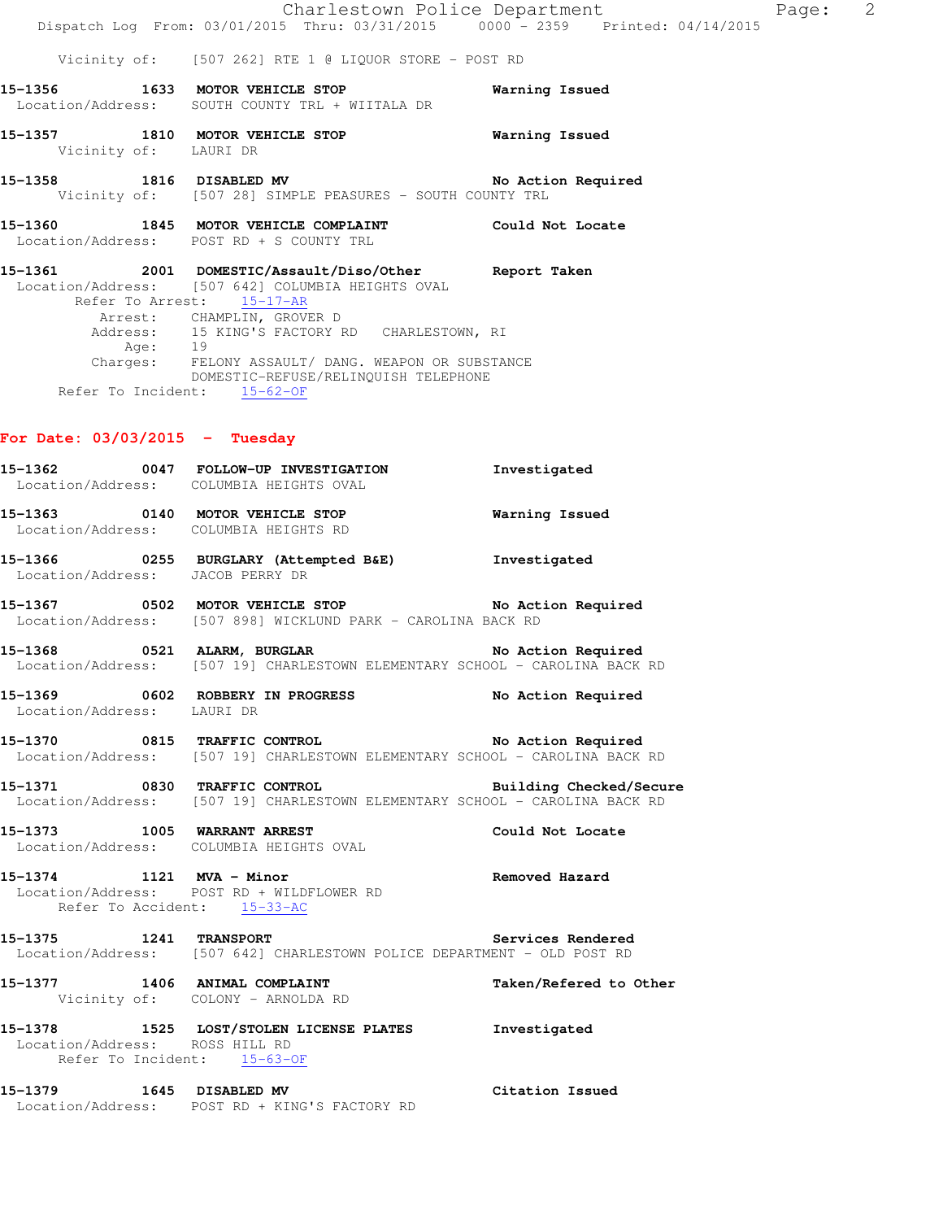Vicinity of: [507 262] RTE 1 @ LIQUOR STORE - POST RD

**15-1356 1633 MOTOR VEHICLE STOP** Warning Issued
Location/Address: SOUTH COUNTY TRL + WIITALA DR

**15-1357 1810 MOTOR VEHICLE STOP** Warning Issued
Vicinity of: LAURI DR

**15-1358 1816 DISABLED MV** No Action Required
Vicinity of: [507 28] SIMPLE PEASURES - SOUTH COUNTY TRL

**15-1360 1845 MOTOR VEHICLE COMPLAINT** Could Not Locate
Location/Address: POST RD + S COUNTY TRL

**15-1361 2001 DOMESTIC/Assault/Diso/Other** Report Taken
Location/Address: [507 642] COLUMBIA HEIGHTS OVAL
Refer To Arrest: 15-17-AR
Arrest: CHAMPLIN, GROVER D
Address: 15 KING'S FACTORY RD CHARLESTOWN, RI
Age: 19
Charges: FELONY ASSAULT/ DANG. WEAPON OR SUBSTANCE
DOMESTIC-REFUSE/RELINQUISH TELEPHONE
Refer To Incident: 15-62-OF

## For Date: 03/03/2015 - Tuesday

**15-1362 0047 FOLLOW-UP INVESTIGATION** Investigated
Location/Address: COLUMBIA HEIGHTS OVAL

**15-1363 0140 MOTOR VEHICLE STOP** Warning Issued
Location/Address: COLUMBIA HEIGHTS RD

**15-1366 0255 BURGLARY (Attempted B&E)** Investigated
Location/Address: JACOB PERRY DR

**15-1367 0502 MOTOR VEHICLE STOP** No Action Required
Location/Address: [507 898] WICKLUND PARK - CAROLINA BACK RD

**15-1368 0521 ALARM, BURGLAR** No Action Required
Location/Address: [507 19] CHARLESTOWN ELEMENTARY SCHOOL - CAROLINA BACK RD

**15-1369 0602 ROBBERY IN PROGRESS** No Action Required
Location/Address: LAURI DR

**15-1370 0815 TRAFFIC CONTROL** No Action Required
Location/Address: [507 19] CHARLESTOWN ELEMENTARY SCHOOL - CAROLINA BACK RD

**15-1371 0830 TRAFFIC CONTROL** Building Checked/Secure
Location/Address: [507 19] CHARLESTOWN ELEMENTARY SCHOOL - CAROLINA BACK RD

**15-1373 1005 WARRANT ARREST** Could Not Locate
Location/Address: COLUMBIA HEIGHTS OVAL

**15-1374 1121 MVA - Minor** Removed Hazard
Location/Address: POST RD + WILDFLOWER RD
Refer To Accident: 15-33-AC

**15-1375 1241 TRANSPORT** Services Rendered
Location/Address: [507 642] CHARLESTOWN POLICE DEPARTMENT - OLD POST RD

**15-1377 1406 ANIMAL COMPLAINT** Taken/Refered to Other
Vicinity of: COLONY - ARNOLDA RD

**15-1378 1525 LOST/STOLEN LICENSE PLATES** Investigated
Location/Address: ROSS HILL RD
Refer To Incident: 15-63-OF

**15-1379 1645 DISABLED MV** Citation Issued
Location/Address: POST RD + KING'S FACTORY RD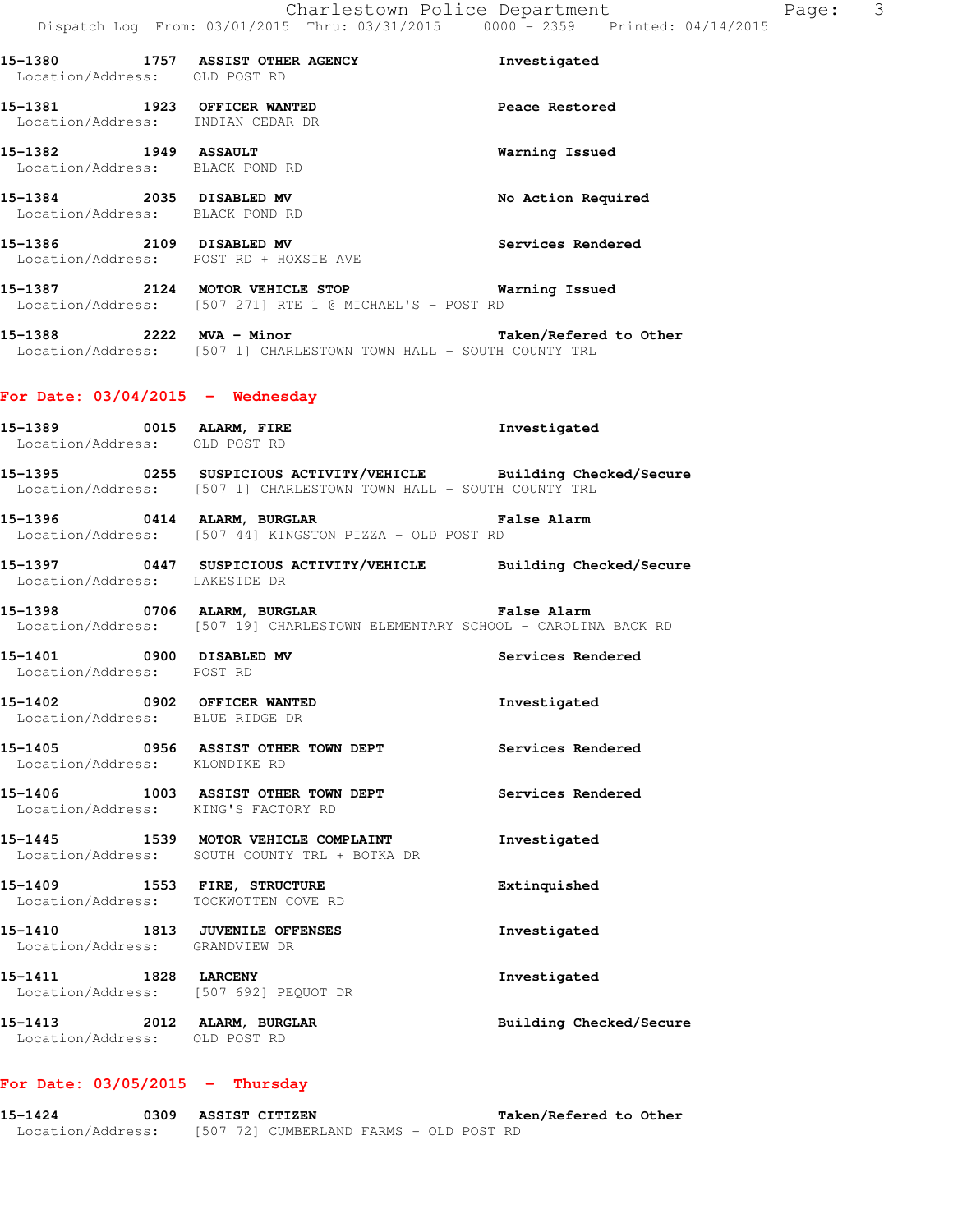15-1380 1757 **ASSIST OTHER AGENCY** Investigated
Location/Address: OLD POST RD

15-1381 1923 **OFFICER WANTED** Peace Restored
Location/Address: INDIAN CEDAR DR

15-1382 1949 **ASSAULT** Warning Issued
Location/Address: BLACK POND RD

15-1384 2035 **DISABLED MV** No Action Required
Location/Address: BLACK POND RD

15-1386 2109 **DISABLED MV** Services Rendered
Location/Address: POST RD + HOXSIE AVE

15-1387 2124 **MOTOR VEHICLE STOP** Warning Issued
Location/Address: [507 271] RTE 1 @ MICHAEL'S - POST RD

15-1388 2222 **MVA - Minor** Taken/Refered to Other
Location/Address: [507 1] CHARLESTOWN TOWN HALL - SOUTH COUNTY TRL

## For Date: 03/04/2015 - Wednesday

15-1389 0015 **ALARM, FIRE** Investigated
Location/Address: OLD POST RD

15-1395 0255 **SUSPICIOUS ACTIVITY/VEHICLE** Building Checked/Secure
Location/Address: [507 1] CHARLESTOWN TOWN HALL - SOUTH COUNTY TRL

15-1396 0414 **ALARM, BURGLAR** False Alarm
Location/Address: [507 44] KINGSTON PIZZA - OLD POST RD

15-1397 0447 **SUSPICIOUS ACTIVITY/VEHICLE** Building Checked/Secure
Location/Address: LAKESIDE DR

15-1398 0706 **ALARM, BURGLAR** False Alarm
Location/Address: [507 19] CHARLESTOWN ELEMENTARY SCHOOL - CAROLINA BACK RD

15-1401 0900 **DISABLED MV** Services Rendered
Location/Address: POST RD

15-1402 0902 **OFFICER WANTED** Investigated
Location/Address: BLUE RIDGE DR

15-1405 0956 **ASSIST OTHER TOWN DEPT** Services Rendered
Location/Address: KLONDIKE RD

15-1406 1003 **ASSIST OTHER TOWN DEPT** Services Rendered
Location/Address: KING'S FACTORY RD

15-1445 1539 **MOTOR VEHICLE COMPLAINT** Investigated
Location/Address: SOUTH COUNTY TRL + BOTKA DR

15-1409 1553 **FIRE, STRUCTURE** Extinquished
Location/Address: TOCKWOTTEN COVE RD

15-1410 1813 **JUVENILE OFFENSES** Investigated
Location/Address: GRANDVIEW DR

15-1411 1828 **LARCENY** Investigated
Location/Address: [507 692] PEQUOT DR

15-1413 2012 **ALARM, BURGLAR** Building Checked/Secure
Location/Address: OLD POST RD

## For Date: 03/05/2015 - Thursday

15-1424 0309 **ASSIST CITIZEN** Taken/Refered to Other
Location/Address: [507 72] CUMBERLAND FARMS - OLD POST RD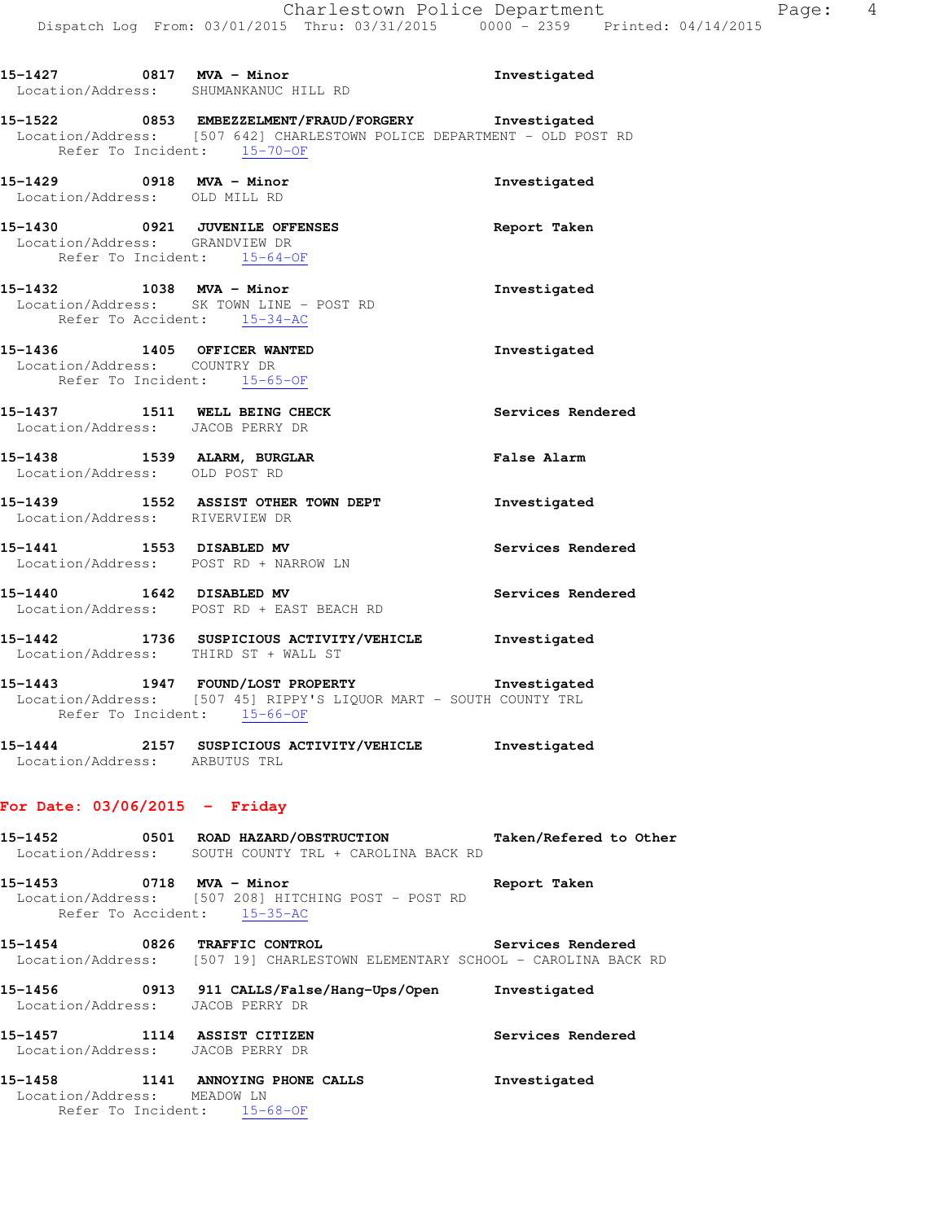**15-1427** 0817 **MVA - Minor** **Investigated**
Location/Address: SHUMANKANUC HILL RD

**15-1522** 0853 **EMBEZZELMENT/FRAUD/FORGERY** **Investigated**
Location/Address: [507 642] CHARLESTOWN POLICE DEPARTMENT - OLD POST RD
Refer To Incident: 15-70-OF

**15-1429** 0918 **MVA - Minor** **Investigated**
Location/Address: OLD MILL RD

**15-1430** 0921 **JUVENILE OFFENSES** **Report Taken**
Location/Address: GRANDVIEW DR
Refer To Incident: 15-64-OF

**15-1432** 1038 **MVA - Minor** **Investigated**
Location/Address: SK TOWN LINE - POST RD
Refer To Accident: 15-34-AC

**15-1436** 1405 **OFFICER WANTED** **Investigated**
Location/Address: COUNTRY DR
Refer To Incident: 15-65-OF

**15-1437** 1511 **WELL BEING CHECK** **Services Rendered**
Location/Address: JACOB PERRY DR

**15-1438** 1539 **ALARM, BURGLAR** **False Alarm**
Location/Address: OLD POST RD

**15-1439** 1552 **ASSIST OTHER TOWN DEPT** **Investigated**
Location/Address: RIVERVIEW DR

**15-1441** 1553 **DISABLED MV** **Services Rendered**
Location/Address: POST RD + NARROW LN

**15-1440** 1642 **DISABLED MV** **Services Rendered**
Location/Address: POST RD + EAST BEACH RD

**15-1442** 1736 **SUSPICIOUS ACTIVITY/VEHICLE** **Investigated**
Location/Address: THIRD ST + WALL ST

**15-1443** 1947 **FOUND/LOST PROPERTY** **Investigated**
Location/Address: [507 45] RIPPY'S LIQUOR MART - SOUTH COUNTY TRL
Refer To Incident: 15-66-OF

**15-1444** 2157 **SUSPICIOUS ACTIVITY/VEHICLE** **Investigated**
Location/Address: ARBUTUS TRL

## For Date: 03/06/2015 - Friday

**15-1452** 0501 **ROAD HAZARD/OBSTRUCTION** **Taken/Refered to Other**
Location/Address: SOUTH COUNTY TRL + CAROLINA BACK RD

**15-1453** 0718 **MVA - Minor** **Report Taken**
Location/Address: [507 208] HITCHING POST - POST RD
Refer To Accident: 15-35-AC

**15-1454** 0826 **TRAFFIC CONTROL** **Services Rendered**
Location/Address: [507 19] CHARLESTOWN ELEMENTARY SCHOOL - CAROLINA BACK RD

**15-1456** 0913 **911 CALLS/False/Hang-Ups/Open** **Investigated**
Location/Address: JACOB PERRY DR

**15-1457** 1114 **ASSIST CITIZEN** **Services Rendered**
Location/Address: JACOB PERRY DR

**15-1458** 1141 **ANNOYING PHONE CALLS** **Investigated**
Location/Address: MEADOW LN
Refer To Incident: 15-68-OF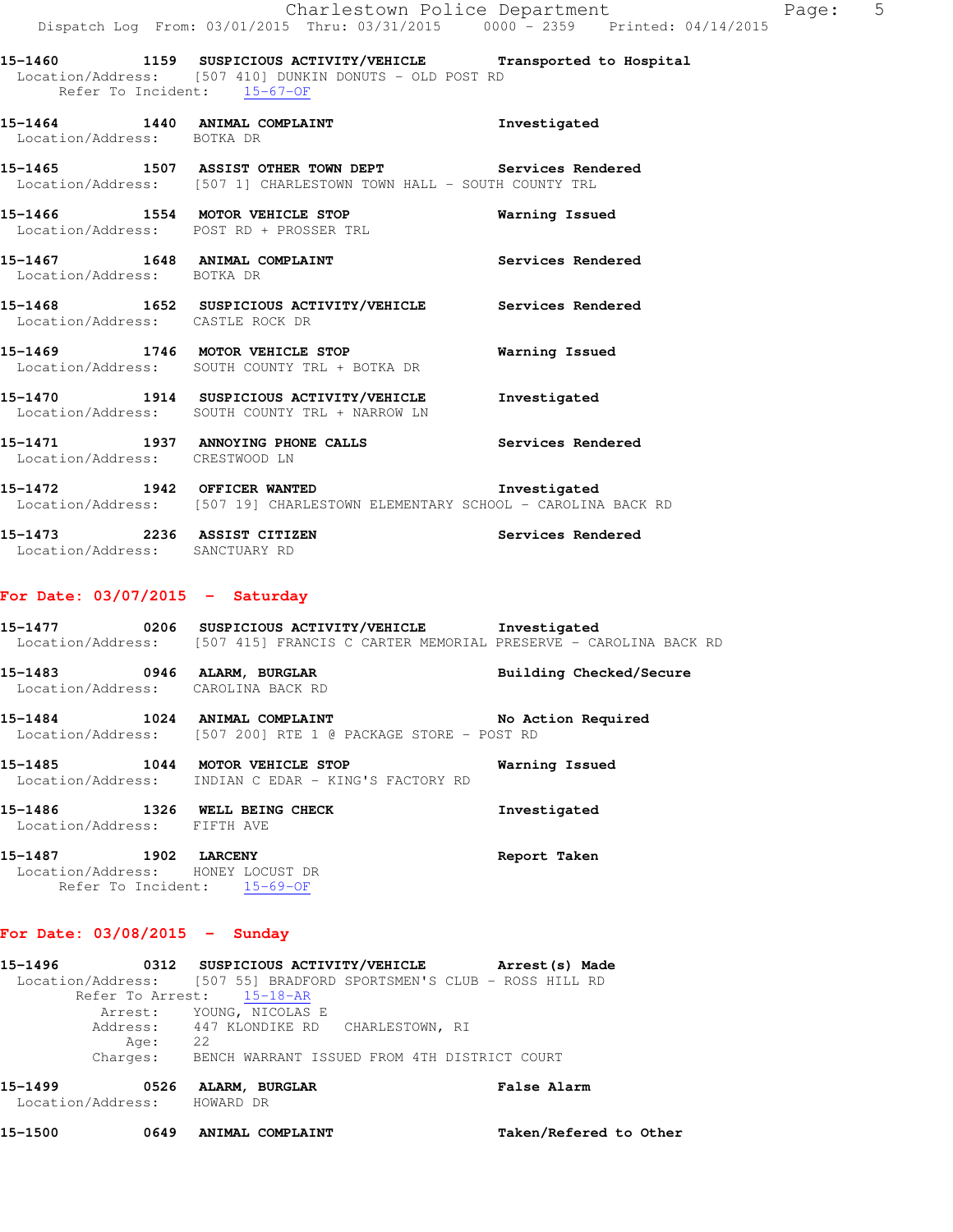**15-1460 1159 SUSPICIOUS ACTIVITY/VEHICLE** Transported to Hospital
Location/Address: [507 410] DUNKIN DONUTS - OLD POST RD
Refer To Incident: 15-67-OF

**15-1464 1440 ANIMAL COMPLAINT** Investigated
Location/Address: BOTKA DR

**15-1465 1507 ASSIST OTHER TOWN DEPT** Services Rendered
Location/Address: [507 1] CHARLESTOWN TOWN HALL - SOUTH COUNTY TRL

**15-1466 1554 MOTOR VEHICLE STOP** Warning Issued
Location/Address: POST RD + PROSSER TRL

**15-1467 1648 ANIMAL COMPLAINT** Services Rendered
Location/Address: BOTKA DR

**15-1468 1652 SUSPICIOUS ACTIVITY/VEHICLE** Services Rendered
Location/Address: CASTLE ROCK DR

**15-1469 1746 MOTOR VEHICLE STOP** Warning Issued
Location/Address: SOUTH COUNTY TRL + BOTKA DR

**15-1470 1914 SUSPICIOUS ACTIVITY/VEHICLE** Investigated
Location/Address: SOUTH COUNTY TRL + NARROW LN

**15-1471 1937 ANNOYING PHONE CALLS** Services Rendered
Location/Address: CRESTWOOD LN

**15-1472 1942 OFFICER WANTED** Investigated
Location/Address: [507 19] CHARLESTOWN ELEMENTARY SCHOOL - CAROLINA BACK RD

**15-1473 2236 ASSIST CITIZEN** Services Rendered
Location/Address: SANCTUARY RD

## For Date: 03/07/2015 - Saturday

**15-1477 0206 SUSPICIOUS ACTIVITY/VEHICLE** Investigated
Location/Address: [507 415] FRANCIS C CARTER MEMORIAL PRESERVE - CAROLINA BACK RD

**15-1483 0946 ALARM, BURGLAR** Building Checked/Secure
Location/Address: CAROLINA BACK RD

**15-1484 1024 ANIMAL COMPLAINT** No Action Required
Location/Address: [507 200] RTE 1 @ PACKAGE STORE - POST RD

**15-1485 1044 MOTOR VEHICLE STOP** Warning Issued
Location/Address: INDIAN C EDAR - KING'S FACTORY RD

**15-1486 1326 WELL BEING CHECK** Investigated
Location/Address: FIFTH AVE

**15-1487 1902 LARCENY** Report Taken
Location/Address: HONEY LOCUST DR
Refer To Incident: 15-69-OF

## For Date: 03/08/2015 - Sunday

**15-1496 0312 SUSPICIOUS ACTIVITY/VEHICLE** Arrest(s) Made
Location/Address: [507 55] BRADFORD SPORTSMEN'S CLUB - ROSS HILL RD
Refer To Arrest: 15-18-AR
Arrest: YOUNG, NICOLAS E
Address: 447 KLONDIKE RD CHARLESTOWN, RI
Age: 22
Charges: BENCH WARRANT ISSUED FROM 4TH DISTRICT COURT

**15-1499 0526 ALARM, BURGLAR** False Alarm
Location/Address: HOWARD DR

**15-1500 0649 ANIMAL COMPLAINT** Taken/Refered to Other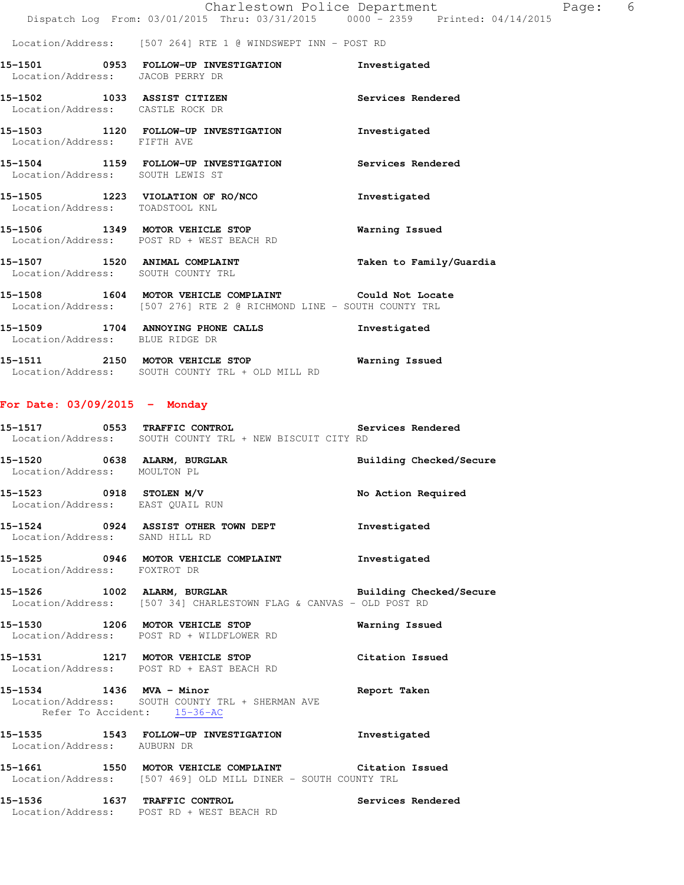Location/Address: [507 264] RTE 1 @ WINDSWEPT INN - POST RD

**15-1501 0953 FOLLOW-UP INVESTIGATION** Investigated
Location/Address: JACOB PERRY DR

**15-1502 1033 ASSIST CITIZEN** Services Rendered
Location/Address: CASTLE ROCK DR

**15-1503 1120 FOLLOW-UP INVESTIGATION** Investigated
Location/Address: FIFTH AVE

**15-1504 1159 FOLLOW-UP INVESTIGATION** Services Rendered
Location/Address: SOUTH LEWIS ST

**15-1505 1223 VIOLATION OF RO/NCO** Investigated
Location/Address: TOADSTOOL KNL

**15-1506 1349 MOTOR VEHICLE STOP** Warning Issued
Location/Address: POST RD + WEST BEACH RD

**15-1507 1520 ANIMAL COMPLAINT** Taken to Family/Guardia
Location/Address: SOUTH COUNTY TRL

**15-1508 1604 MOTOR VEHICLE COMPLAINT** Could Not Locate
Location/Address: [507 276] RTE 2 @ RICHMOND LINE - SOUTH COUNTY TRL

**15-1509 1704 ANNOYING PHONE CALLS** Investigated
Location/Address: BLUE RIDGE DR

**15-1511 2150 MOTOR VEHICLE STOP** Warning Issued
Location/Address: SOUTH COUNTY TRL + OLD MILL RD

## For Date: 03/09/2015 - Monday

**15-1517 0553 TRAFFIC CONTROL** Services Rendered
Location/Address: SOUTH COUNTY TRL + NEW BISCUIT CITY RD

**15-1520 0638 ALARM, BURGLAR** Building Checked/Secure
Location/Address: MOULTON PL

**15-1523 0918 STOLEN M/V** No Action Required
Location/Address: EAST QUAIL RUN

**15-1524 0924 ASSIST OTHER TOWN DEPT** Investigated
Location/Address: SAND HILL RD

**15-1525 0946 MOTOR VEHICLE COMPLAINT** Investigated
Location/Address: FOXTROT DR

**15-1526 1002 ALARM, BURGLAR** Building Checked/Secure
Location/Address: [507 34] CHARLESTOWN FLAG & CANVAS - OLD POST RD

**15-1530 1206 MOTOR VEHICLE STOP** Warning Issued
Location/Address: POST RD + WILDFLOWER RD

**15-1531 1217 MOTOR VEHICLE STOP** Citation Issued
Location/Address: POST RD + EAST BEACH RD

**15-1534 1436 MVA - Minor** Report Taken
Location/Address: SOUTH COUNTY TRL + SHERMAN AVE
Refer To Accident: 15-36-AC

**15-1535 1543 FOLLOW-UP INVESTIGATION** Investigated
Location/Address: AUBURN DR

**15-1661 1550 MOTOR VEHICLE COMPLAINT** Citation Issued
Location/Address: [507 469] OLD MILL DINER - SOUTH COUNTY TRL

**15-1536 1637 TRAFFIC CONTROL** Services Rendered
Location/Address: POST RD + WEST BEACH RD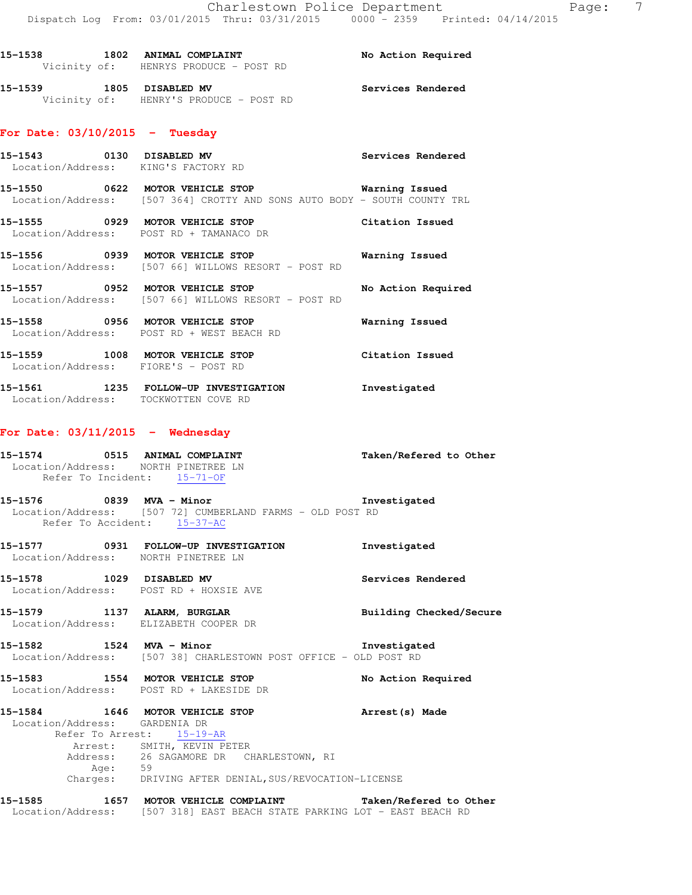15-1538 1802 **ANIMAL COMPLAINT** **No Action Required**
Vicinity of: HENRYS PRODUCE - POST RD

15-1539 1805 **DISABLED MV** **Services Rendered**
Vicinity of: HENRY'S PRODUCE - POST RD

## For Date: 03/10/2015 - Tuesday

15-1543 0130 **DISABLED MV** **Services Rendered**
Location/Address: KING'S FACTORY RD

15-1550 0622 **MOTOR VEHICLE STOP** **Warning Issued**
Location/Address: [507 364] CROTTY AND SONS AUTO BODY - SOUTH COUNTY TRL

15-1555 0929 **MOTOR VEHICLE STOP** **Citation Issued**
Location/Address: POST RD + TAMANACO DR

15-1556 0939 **MOTOR VEHICLE STOP** **Warning Issued**
Location/Address: [507 66] WILLOWS RESORT - POST RD

15-1557 0952 **MOTOR VEHICLE STOP** **No Action Required**
Location/Address: [507 66] WILLOWS RESORT - POST RD

15-1558 0956 **MOTOR VEHICLE STOP** **Warning Issued**
Location/Address: POST RD + WEST BEACH RD

15-1559 1008 **MOTOR VEHICLE STOP** **Citation Issued**
Location/Address: FIORE'S - POST RD

15-1561 1235 **FOLLOW-UP INVESTIGATION** **Investigated**
Location/Address: TOCKWOTTEN COVE RD

## For Date: 03/11/2015 - Wednesday

15-1574 0515 **ANIMAL COMPLAINT** **Taken/Refered to Other**
Location/Address: NORTH PINETREE LN
Refer To Incident: 15-71-OF

15-1576 0839 **MVA - Minor** **Investigated**
Location/Address: [507 72] CUMBERLAND FARMS - OLD POST RD
Refer To Accident: 15-37-AC

15-1577 0931 **FOLLOW-UP INVESTIGATION** **Investigated**
Location/Address: NORTH PINETREE LN

15-1578 1029 **DISABLED MV** **Services Rendered**
Location/Address: POST RD + HOXSIE AVE

15-1579 1137 **ALARM, BURGLAR** **Building Checked/Secure**
Location/Address: ELIZABETH COOPER DR

15-1582 1524 **MVA - Minor** **Investigated**
Location/Address: [507 38] CHARLESTOWN POST OFFICE - OLD POST RD

15-1583 1554 **MOTOR VEHICLE STOP** **No Action Required**
Location/Address: POST RD + LAKESIDE DR

15-1584 1646 **MOTOR VEHICLE STOP** **Arrest(s) Made**
Location/Address: GARDENIA DR
Refer To Arrest: 15-19-AR
Arrest: SMITH, KEVIN PETER
Address: 26 SAGAMORE DR CHARLESTOWN, RI
Age: 59
Charges: DRIVING AFTER DENIAL,SUS/REVOCATION-LICENSE

15-1585 1657 **MOTOR VEHICLE COMPLAINT** **Taken/Refered to Other**
Location/Address: [507 318] EAST BEACH STATE PARKING LOT - EAST BEACH RD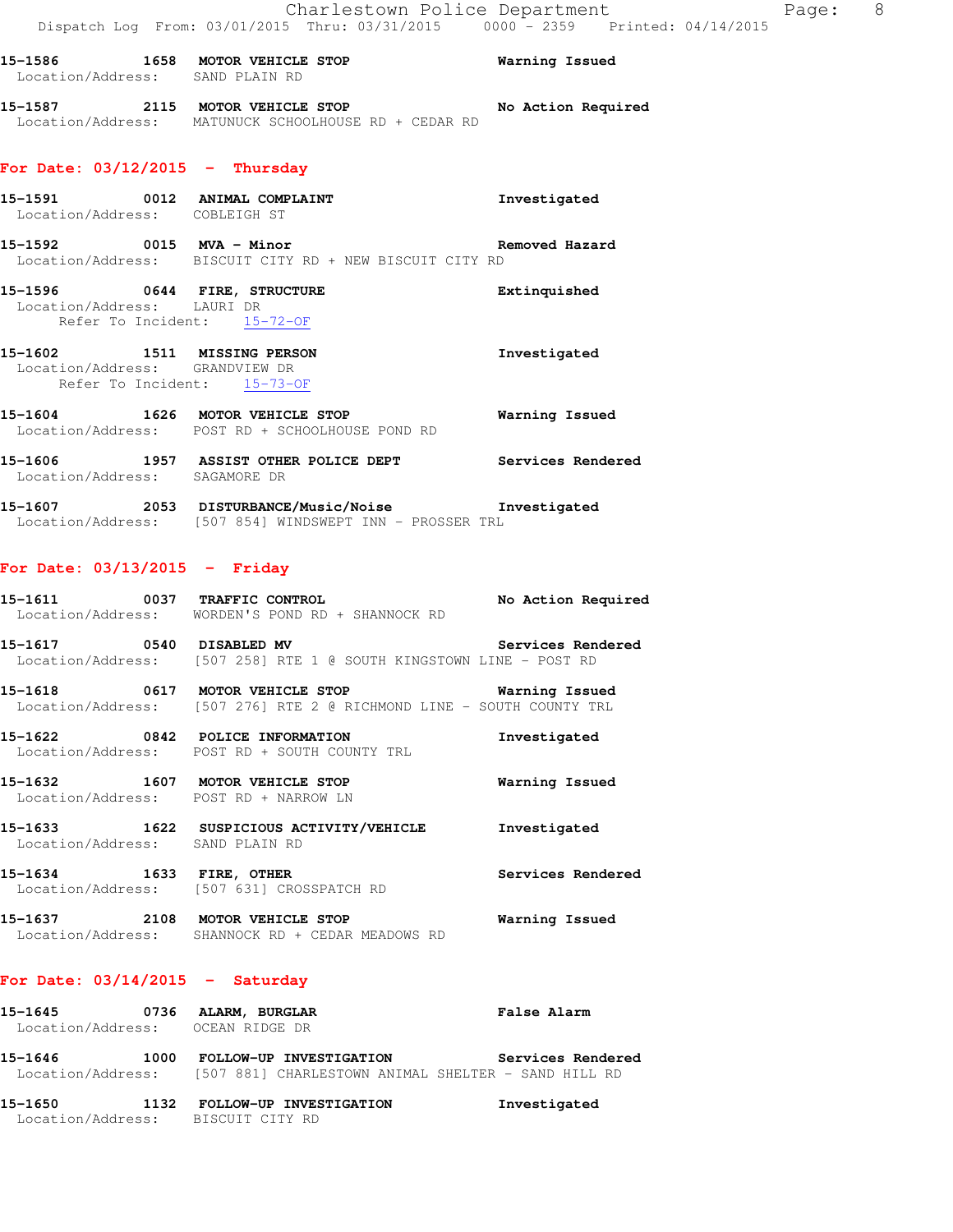15-1586 1658 MOTOR VEHICLE STOP Warning Issued
Location/Address: SAND PLAIN RD

15-1587 2115 MOTOR VEHICLE STOP No Action Required
Location/Address: MATUNUCK SCHOOLHOUSE RD + CEDAR RD

## For Date: 03/12/2015 - Thursday

15-1591 0012 ANIMAL COMPLAINT Investigated
Location/Address: COBLEIGH ST

15-1592 0015 MVA - Minor Removed Hazard
Location/Address: BISCUIT CITY RD + NEW BISCUIT CITY RD

15-1596 0644 FIRE, STRUCTURE Extinguished
Location/Address: LAURI DR
Refer To Incident: 15-72-OF

15-1602 1511 MISSING PERSON Investigated
Location/Address: GRANDVIEW DR
Refer To Incident: 15-73-OF

15-1604 1626 MOTOR VEHICLE STOP Warning Issued
Location/Address: POST RD + SCHOOLHOUSE POND RD

15-1606 1957 ASSIST OTHER POLICE DEPT Services Rendered
Location/Address: SAGAMORE DR

15-1607 2053 DISTURBANCE/Music/Noise Investigated
Location/Address: [507 854] WINDSWEPT INN - PROSSER TRL

## For Date: 03/13/2015 - Friday

15-1611 0037 TRAFFIC CONTROL No Action Required
Location/Address: WORDEN'S POND RD + SHANNOCK RD

15-1617 0540 DISABLED MV Services Rendered
Location/Address: [507 258] RTE 1 @ SOUTH KINGSTOWN LINE - POST RD

15-1618 0617 MOTOR VEHICLE STOP Warning Issued
Location/Address: [507 276] RTE 2 @ RICHMOND LINE - SOUTH COUNTY TRL

15-1622 0842 POLICE INFORMATION Investigated
Location/Address: POST RD + SOUTH COUNTY TRL

15-1632 1607 MOTOR VEHICLE STOP Warning Issued
Location/Address: POST RD + NARROW LN

15-1633 1622 SUSPICIOUS ACTIVITY/VEHICLE Investigated
Location/Address: SAND PLAIN RD

15-1634 1633 FIRE, OTHER Services Rendered
Location/Address: [507 631] CROSSPATCH RD

15-1637 2108 MOTOR VEHICLE STOP Warning Issued
Location/Address: SHANNOCK RD + CEDAR MEADOWS RD

## For Date: 03/14/2015 - Saturday

15-1645 0736 ALARM, BURGLAR False Alarm
Location/Address: OCEAN RIDGE DR

15-1646 1000 FOLLOW-UP INVESTIGATION Services Rendered
Location/Address: [507 881] CHARLESTOWN ANIMAL SHELTER - SAND HILL RD

15-1650 1132 FOLLOW-UP INVESTIGATION Investigated
Location/Address: BISCUIT CITY RD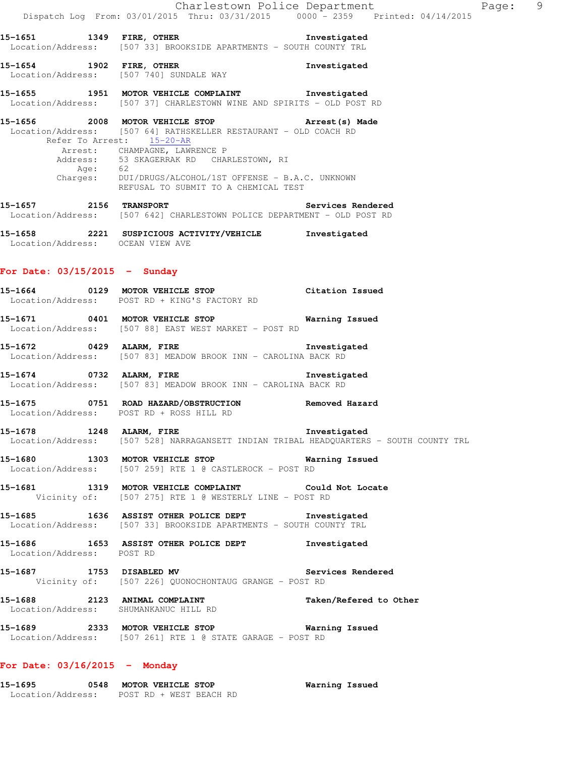**15-1651 1349 FIRE, OTHER Investigated**
Location/Address: [507 33] BROOKSIDE APARTMENTS - SOUTH COUNTY TRL

**15-1654 1902 FIRE, OTHER Investigated**
Location/Address: [507 740] SUNDALE WAY

**15-1655 1951 MOTOR VEHICLE COMPLAINT Investigated**
Location/Address: [507 37] CHARLESTOWN WINE AND SPIRITS - OLD POST RD

**15-1656 2008 MOTOR VEHICLE STOP Arrest(s) Made**
Location/Address: [507 64] RATHSKELLER RESTAURANT - OLD COACH RD
Refer To Arrest: 15-20-AR
Arrest: CHAMPAGNE, LAWRENCE P
Address: 53 SKAGERRAK RD CHARLESTOWN, RI
Age: 62
Charges: DUI/DRUGS/ALCOHOL/1ST OFFENSE - B.A.C. UNKNOWN
REFUSAL TO SUBMIT TO A CHEMICAL TEST

**15-1657 2156 TRANSPORT Services Rendered**
Location/Address: [507 642] CHARLESTOWN POLICE DEPARTMENT - OLD POST RD

**15-1658 2221 SUSPICIOUS ACTIVITY/VEHICLE Investigated**
Location/Address: OCEAN VIEW AVE

## For Date: 03/15/2015 - Sunday

**15-1664 0129 MOTOR VEHICLE STOP Citation Issued**
Location/Address: POST RD + KING'S FACTORY RD

**15-1671 0401 MOTOR VEHICLE STOP Warning Issued**
Location/Address: [507 88] EAST WEST MARKET - POST RD

**15-1672 0429 ALARM, FIRE Investigated**
Location/Address: [507 83] MEADOW BROOK INN - CAROLINA BACK RD

**15-1674 0732 ALARM, FIRE Investigated**
Location/Address: [507 83] MEADOW BROOK INN - CAROLINA BACK RD

**15-1675 0751 ROAD HAZARD/OBSTRUCTION Removed Hazard**
Location/Address: POST RD + ROSS HILL RD

**15-1678 1248 ALARM, FIRE Investigated**
Location/Address: [507 528] NARRAGANSETT INDIAN TRIBAL HEADQUARTERS - SOUTH COUNTY TRL

**15-1680 1303 MOTOR VEHICLE STOP Warning Issued**
Location/Address: [507 259] RTE 1 @ CASTLEROCK - POST RD

**15-1681 1319 MOTOR VEHICLE COMPLAINT Could Not Locate**
Vicinity of: [507 275] RTE 1 @ WESTERLY LINE - POST RD

**15-1685 1636 ASSIST OTHER POLICE DEPT Investigated**
Location/Address: [507 33] BROOKSIDE APARTMENTS - SOUTH COUNTY TRL

**15-1686 1653 ASSIST OTHER POLICE DEPT Investigated**
Location/Address: POST RD

**15-1687 1753 DISABLED MV Services Rendered**
Vicinity of: [507 226] QUONOCHONTAUG GRANGE - POST RD

**15-1688 2123 ANIMAL COMPLAINT Taken/Refered to Other**
Location/Address: SHUMANKANUC HILL RD

**15-1689 2333 MOTOR VEHICLE STOP Warning Issued**
Location/Address: [507 261] RTE 1 @ STATE GARAGE - POST RD

## For Date: 03/16/2015 - Monday

**15-1695 0548 MOTOR VEHICLE STOP Warning Issued**
Location/Address: POST RD + WEST BEACH RD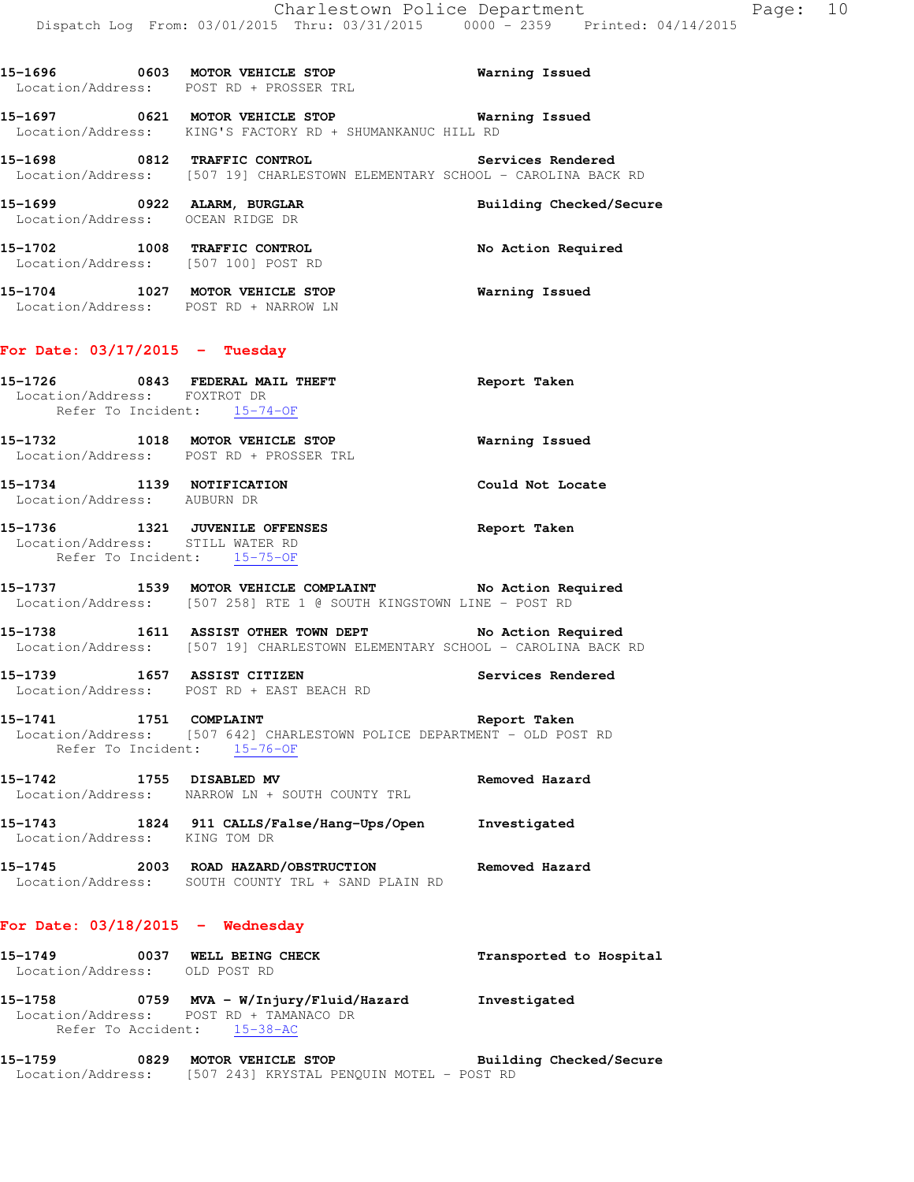**15-1696** 0603 **MOTOR VEHICLE STOP** **Warning Issued**
Location/Address: POST RD + PROSSER TRL

**15-1697** 0621 **MOTOR VEHICLE STOP** **Warning Issued**
Location/Address: KING'S FACTORY RD + SHUMANKANUC HILL RD

**15-1698** 0812 **TRAFFIC CONTROL** **Services Rendered**
Location/Address: [507 19] CHARLESTOWN ELEMENTARY SCHOOL - CAROLINA BACK RD

**15-1699** 0922 **ALARM, BURGLAR** **Building Checked/Secure**
Location/Address: OCEAN RIDGE DR

**15-1702** 1008 **TRAFFIC CONTROL** **No Action Required**
Location/Address: [507 100] POST RD

**15-1704** 1027 **MOTOR VEHICLE STOP** **Warning Issued**
Location/Address: POST RD + NARROW LN

## For Date: 03/17/2015 - Tuesday

**15-1726** 0843 **FEDERAL MAIL THEFT** **Report Taken**
Location/Address: FOXTROT DR
Refer To Incident: 15-74-OF

**15-1732** 1018 **MOTOR VEHICLE STOP** **Warning Issued**
Location/Address: POST RD + PROSSER TRL

**15-1734** 1139 **NOTIFICATION** **Could Not Locate**
Location/Address: AUBURN DR

**15-1736** 1321 **JUVENILE OFFENSES** **Report Taken**
Location/Address: STILL WATER RD
Refer To Incident: 15-75-OF

**15-1737** 1539 **MOTOR VEHICLE COMPLAINT** **No Action Required**
Location/Address: [507 258] RTE 1 @ SOUTH KINGSTOWN LINE - POST RD

**15-1738** 1611 **ASSIST OTHER TOWN DEPT** **No Action Required**
Location/Address: [507 19] CHARLESTOWN ELEMENTARY SCHOOL - CAROLINA BACK RD

**15-1739** 1657 **ASSIST CITIZEN** **Services Rendered**
Location/Address: POST RD + EAST BEACH RD

**15-1741** 1751 **COMPLAINT** **Report Taken**
Location/Address: [507 642] CHARLESTOWN POLICE DEPARTMENT - OLD POST RD
Refer To Incident: 15-76-OF

**15-1742** 1755 **DISABLED MV** **Removed Hazard**
Location/Address: NARROW LN + SOUTH COUNTY TRL

**15-1743** 1824 **911 CALLS/False/Hang-Ups/Open** **Investigated**
Location/Address: KING TOM DR

**15-1745** 2003 **ROAD HAZARD/OBSTRUCTION** **Removed Hazard**
Location/Address: SOUTH COUNTY TRL + SAND PLAIN RD

## For Date: 03/18/2015 - Wednesday

**15-1749** 0037 **WELL BEING CHECK** **Transported to Hospital**
Location/Address: OLD POST RD

**15-1758** 0759 **MVA - W/Injury/Fluid/Hazard** **Investigated**
Location/Address: POST RD + TAMANACO DR
Refer To Accident: 15-38-AC

**15-1759** 0829 **MOTOR VEHICLE STOP** **Building Checked/Secure**
Location/Address: [507 243] KRYSTAL PENQUIN MOTEL - POST RD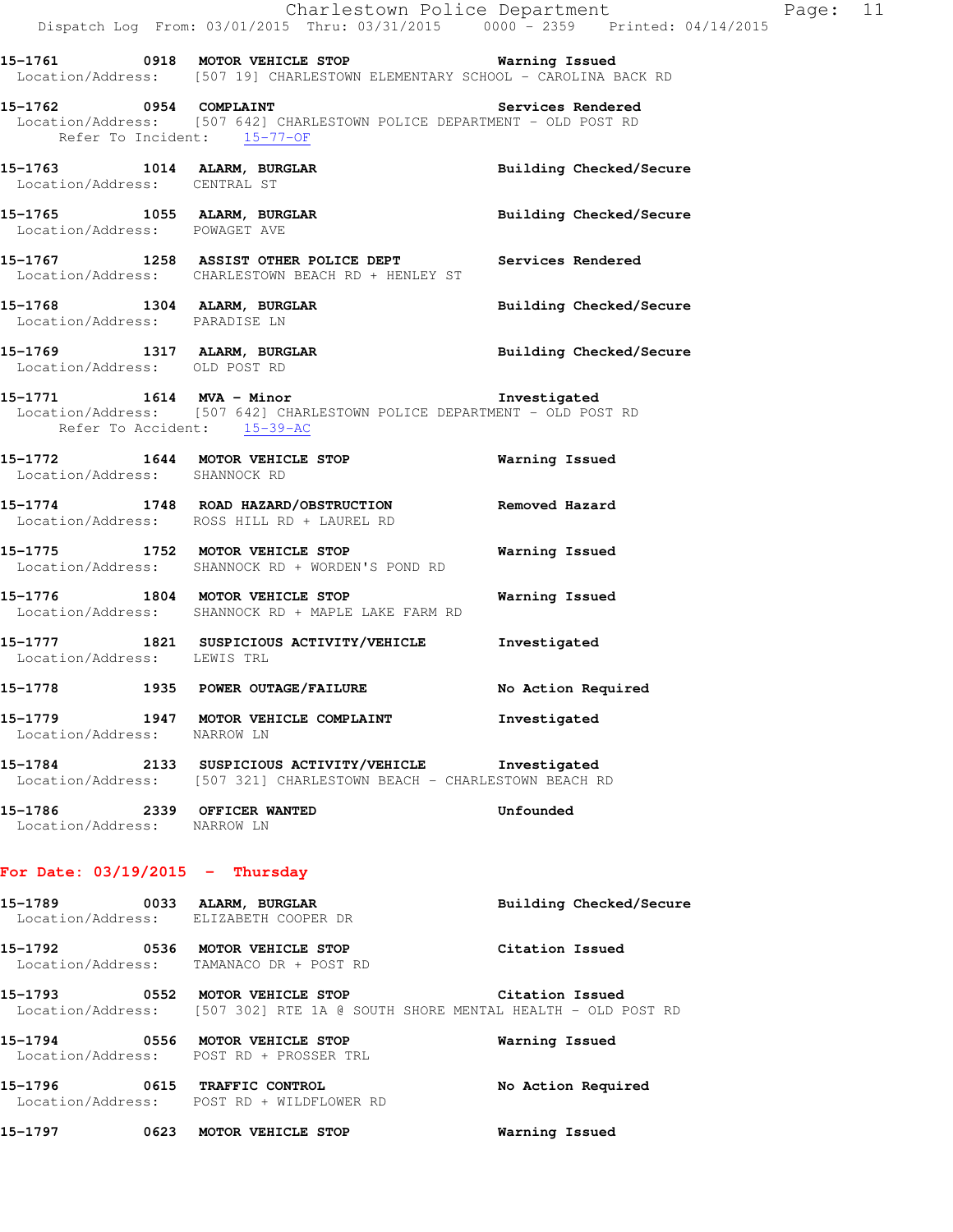15-1761 0918 MOTOR VEHICLE STOP Warning Issued
Location/Address: [507 19] CHARLESTOWN ELEMENTARY SCHOOL - CAROLINA BACK RD

15-1762 0954 COMPLAINT Services Rendered
Location/Address: [507 642] CHARLESTOWN POLICE DEPARTMENT - OLD POST RD
Refer To Incident: 15-77-OF

15-1763 1014 ALARM, BURGLAR Building Checked/Secure
Location/Address: CENTRAL ST

15-1765 1055 ALARM, BURGLAR Building Checked/Secure
Location/Address: POWAGET AVE

15-1767 1258 ASSIST OTHER POLICE DEPT Services Rendered
Location/Address: CHARLESTOWN BEACH RD + HENLEY ST

15-1768 1304 ALARM, BURGLAR Building Checked/Secure
Location/Address: PARADISE LN

15-1769 1317 ALARM, BURGLAR Building Checked/Secure
Location/Address: OLD POST RD

15-1771 1614 MVA - Minor Investigated
Location/Address: [507 642] CHARLESTOWN POLICE DEPARTMENT - OLD POST RD
Refer To Accident: 15-39-AC

15-1772 1644 MOTOR VEHICLE STOP Warning Issued
Location/Address: SHANNOCK RD

15-1774 1748 ROAD HAZARD/OBSTRUCTION Removed Hazard
Location/Address: ROSS HILL RD + LAUREL RD

15-1775 1752 MOTOR VEHICLE STOP Warning Issued
Location/Address: SHANNOCK RD + WORDEN'S POND RD

15-1776 1804 MOTOR VEHICLE STOP Warning Issued
Location/Address: SHANNOCK RD + MAPLE LAKE FARM RD

15-1777 1821 SUSPICIOUS ACTIVITY/VEHICLE Investigated
Location/Address: LEWIS TRL

15-1778 1935 POWER OUTAGE/FAILURE No Action Required

15-1779 1947 MOTOR VEHICLE COMPLAINT Investigated
Location/Address: NARROW LN

15-1784 2133 SUSPICIOUS ACTIVITY/VEHICLE Investigated
Location/Address: [507 321] CHARLESTOWN BEACH - CHARLESTOWN BEACH RD

15-1786 2339 OFFICER WANTED Unfounded
Location/Address: NARROW LN

**For Date: 03/19/2015 - Thursday**

15-1789 0033 ALARM, BURGLAR Building Checked/Secure
Location/Address: ELIZABETH COOPER DR

15-1792 0536 MOTOR VEHICLE STOP Citation Issued
Location/Address: TAMANACO DR + POST RD

15-1793 0552 MOTOR VEHICLE STOP Citation Issued
Location/Address: [507 302] RTE 1A @ SOUTH SHORE MENTAL HEALTH - OLD POST RD

15-1794 0556 MOTOR VEHICLE STOP Warning Issued
Location/Address: POST RD + PROSSER TRL

15-1796 0615 TRAFFIC CONTROL No Action Required
Location/Address: POST RD + WILDFLOWER RD

15-1797 0623 MOTOR VEHICLE STOP Warning Issued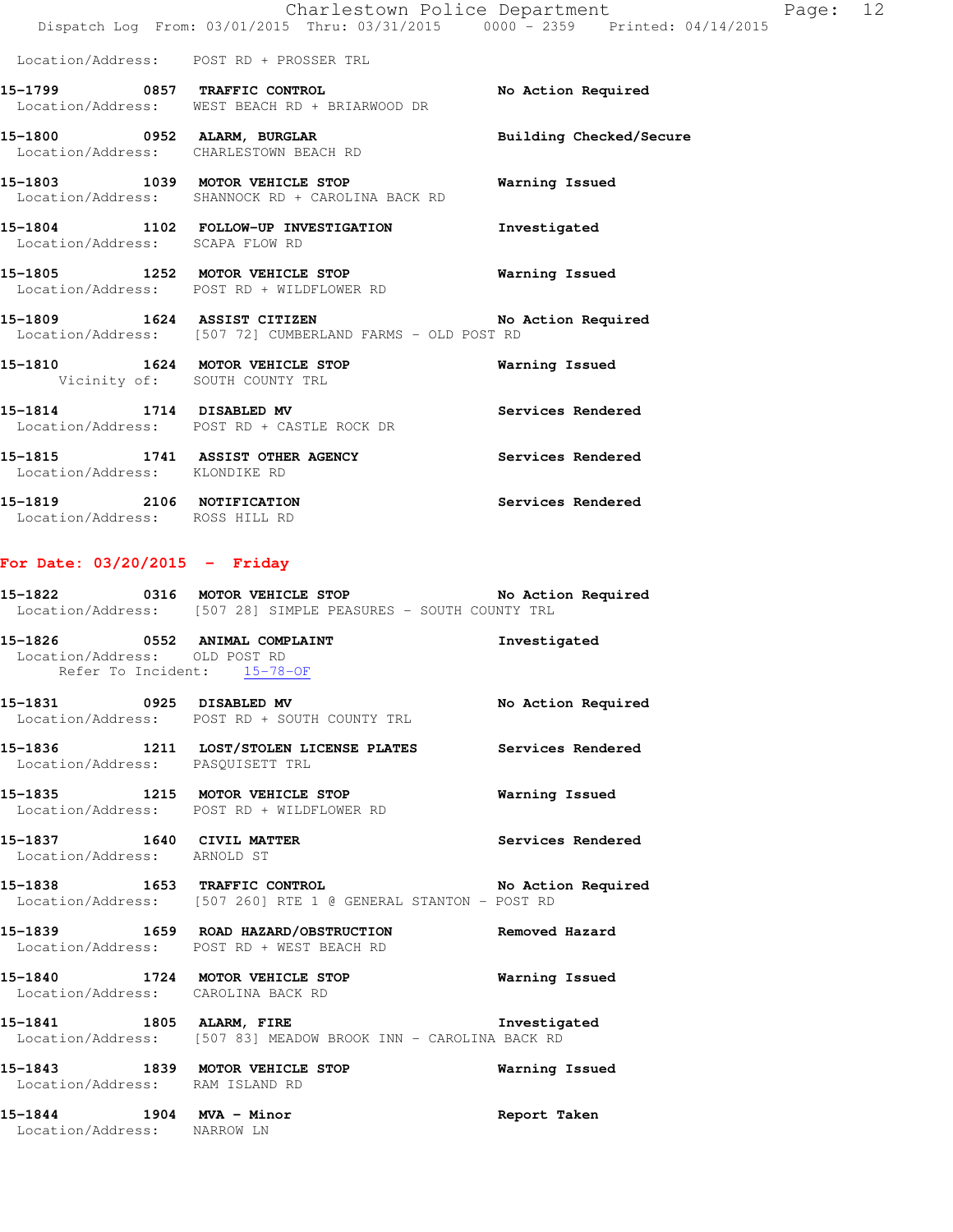Location/Address: POST RD + PROSSER TRL

**15-1799 0857 TRAFFIC CONTROL** No Action Required
Location/Address: WEST BEACH RD + BRIARWOOD DR

**15-1800 0952 ALARM, BURGLAR** Building Checked/Secure
Location/Address: CHARLESTOWN BEACH RD

**15-1803 1039 MOTOR VEHICLE STOP** Warning Issued
Location/Address: SHANNOCK RD + CAROLINA BACK RD

**15-1804 1102 FOLLOW-UP INVESTIGATION** Investigated
Location/Address: SCAPA FLOW RD

**15-1805 1252 MOTOR VEHICLE STOP** Warning Issued
Location/Address: POST RD + WILDFLOWER RD

**15-1809 1624 ASSIST CITIZEN** No Action Required
Location/Address: [507 72] CUMBERLAND FARMS - OLD POST RD

**15-1810 1624 MOTOR VEHICLE STOP** Warning Issued
Vicinity of: SOUTH COUNTY TRL

**15-1814 1714 DISABLED MV** Services Rendered
Location/Address: POST RD + CASTLE ROCK DR

**15-1815 1741 ASSIST OTHER AGENCY** Services Rendered
Location/Address: KLONDIKE RD

**15-1819 2106 NOTIFICATION** Services Rendered
Location/Address: ROSS HILL RD

## For Date: 03/20/2015 - Friday

**15-1822 0316 MOTOR VEHICLE STOP** No Action Required
Location/Address: [507 28] SIMPLE PEASURES - SOUTH COUNTY TRL

**15-1826 0552 ANIMAL COMPLAINT** Investigated
Location/Address: OLD POST RD
Refer To Incident: 15-78-OF

**15-1831 0925 DISABLED MV** No Action Required
Location/Address: POST RD + SOUTH COUNTY TRL

**15-1836 1211 LOST/STOLEN LICENSE PLATES** Services Rendered
Location/Address: PASQUISETT TRL

**15-1835 1215 MOTOR VEHICLE STOP** Warning Issued
Location/Address: POST RD + WILDFLOWER RD

**15-1837 1640 CIVIL MATTER** Services Rendered
Location/Address: ARNOLD ST

**15-1838 1653 TRAFFIC CONTROL** No Action Required
Location/Address: [507 260] RTE 1 @ GENERAL STANTON - POST RD

**15-1839 1659 ROAD HAZARD/OBSTRUCTION** Removed Hazard
Location/Address: POST RD + WEST BEACH RD

**15-1840 1724 MOTOR VEHICLE STOP** Warning Issued
Location/Address: CAROLINA BACK RD

**15-1841 1805 ALARM, FIRE** Investigated
Location/Address: [507 83] MEADOW BROOK INN - CAROLINA BACK RD

**15-1843 1839 MOTOR VEHICLE STOP** Warning Issued
Location/Address: RAM ISLAND RD

**15-1844 1904 MVA - Minor** Report Taken
Location/Address: NARROW LN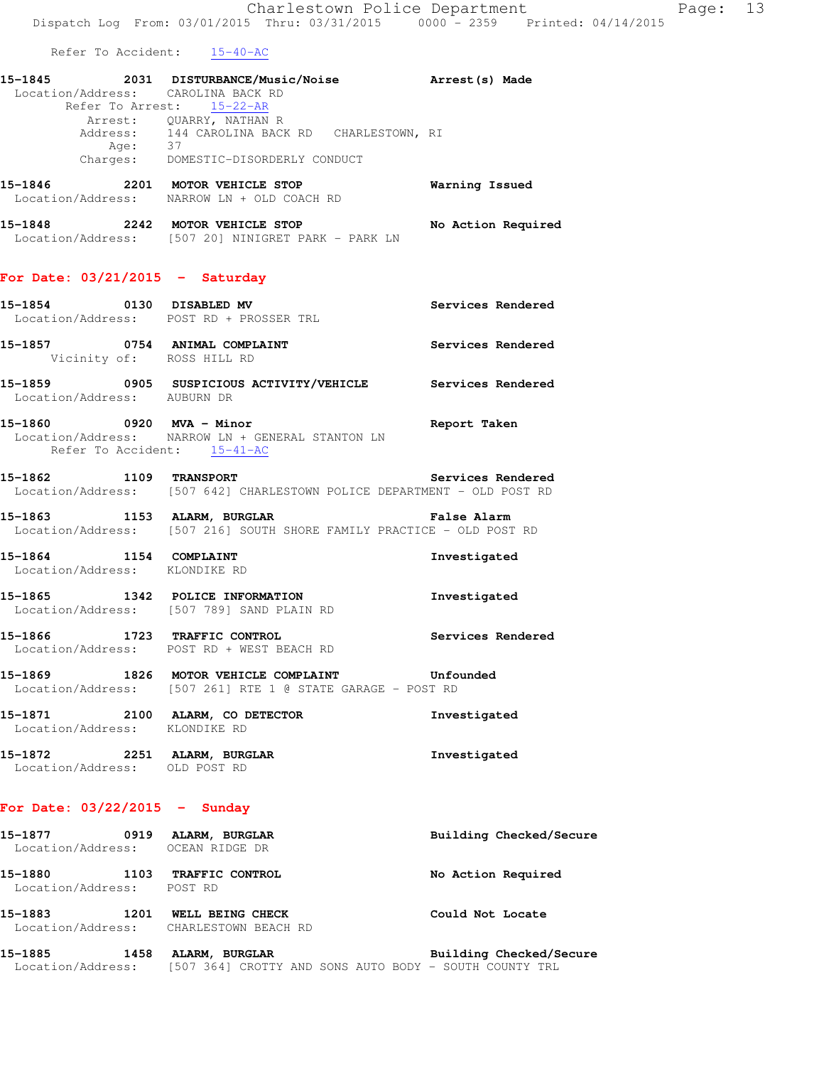Refer To Accident: 15-40-AC

**15-1845** 2031 **DISTURBANCE/Music/Noise** **Arrest(s) Made**
Location/Address: CAROLINA BACK RD
Refer To Arrest: 15-22-AR
Arrest: QUARRY, NATHAN R
Address: 144 CAROLINA BACK RD CHARLESTOWN, RI
Age: 37
Charges: DOMESTIC-DISORDERLY CONDUCT

**15-1846** 2201 **MOTOR VEHICLE STOP** **Warning Issued**
Location/Address: NARROW LN + OLD COACH RD

**15-1848** 2242 **MOTOR VEHICLE STOP** **No Action Required**
Location/Address: [507 20] NINIGRET PARK - PARK LN

## For Date: 03/21/2015 - Saturday

**15-1854** 0130 **DISABLED MV** **Services Rendered**
Location/Address: POST RD + PROSSER TRL

**15-1857** 0754 **ANIMAL COMPLAINT** **Services Rendered**
Vicinity of: ROSS HILL RD

**15-1859** 0905 **SUSPICIOUS ACTIVITY/VEHICLE** **Services Rendered**
Location/Address: AUBURN DR

**15-1860** 0920 **MVA - Minor** **Report Taken**
Location/Address: NARROW LN + GENERAL STANTON LN
Refer To Accident: 15-41-AC

**15-1862** 1109 **TRANSPORT** **Services Rendered**
Location/Address: [507 642] CHARLESTOWN POLICE DEPARTMENT - OLD POST RD

**15-1863** 1153 **ALARM, BURGLAR** **False Alarm**
Location/Address: [507 216] SOUTH SHORE FAMILY PRACTICE - OLD POST RD

**15-1864** 1154 **COMPLAINT** **Investigated**
Location/Address: KLONDIKE RD

**15-1865** 1342 **POLICE INFORMATION** **Investigated**
Location/Address: [507 789] SAND PLAIN RD

**15-1866** 1723 **TRAFFIC CONTROL** **Services Rendered**
Location/Address: POST RD + WEST BEACH RD

**15-1869** 1826 **MOTOR VEHICLE COMPLAINT** **Unfounded**
Location/Address: [507 261] RTE 1 @ STATE GARAGE - POST RD

**15-1871** 2100 **ALARM, CO DETECTOR** **Investigated**
Location/Address: KLONDIKE RD

**15-1872** 2251 **ALARM, BURGLAR** **Investigated**
Location/Address: OLD POST RD

## For Date: 03/22/2015 - Sunday

**15-1877** 0919 **ALARM, BURGLAR** **Building Checked/Secure**
Location/Address: OCEAN RIDGE DR

**15-1880** 1103 **TRAFFIC CONTROL** **No Action Required**
Location/Address: POST RD

**15-1883** 1201 **WELL BEING CHECK** **Could Not Locate**
Location/Address: CHARLESTOWN BEACH RD

**15-1885** 1458 **ALARM, BURGLAR** **Building Checked/Secure**
Location/Address: [507 364] CROTTY AND SONS AUTO BODY - SOUTH COUNTY TRL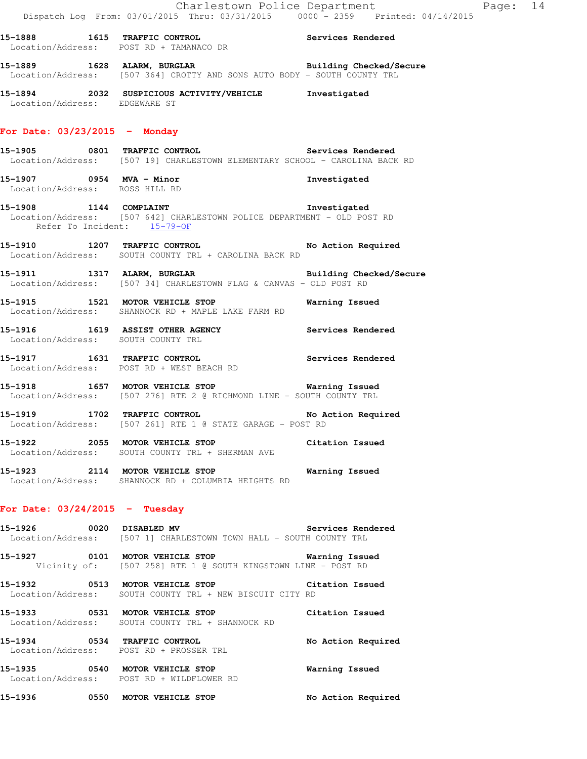15-1888 1615 **TRAFFIC CONTROL** Services Rendered
Location/Address: POST RD + TAMANACO DR

15-1889 1628 **ALARM, BURGLAR** Building Checked/Secure
Location/Address: [507 364] CROTTY AND SONS AUTO BODY - SOUTH COUNTY TRL

15-1894 2032 **SUSPICIOUS ACTIVITY/VEHICLE** Investigated
Location/Address: EDGEWARE ST

## For Date: 03/23/2015 - Monday

15-1905 0801 **TRAFFIC CONTROL** Services Rendered
Location/Address: [507 19] CHARLESTOWN ELEMENTARY SCHOOL - CAROLINA BACK RD

15-1907 0954 **MVA - Minor** Investigated
Location/Address: ROSS HILL RD

15-1908 1144 **COMPLAINT** Investigated
Location/Address: [507 642] CHARLESTOWN POLICE DEPARTMENT - OLD POST RD
Refer To Incident: 15-79-OF

15-1910 1207 **TRAFFIC CONTROL** No Action Required
Location/Address: SOUTH COUNTY TRL + CAROLINA BACK RD

15-1911 1317 **ALARM, BURGLAR** Building Checked/Secure
Location/Address: [507 34] CHARLESTOWN FLAG & CANVAS - OLD POST RD

15-1915 1521 **MOTOR VEHICLE STOP** Warning Issued
Location/Address: SHANNOCK RD + MAPLE LAKE FARM RD

15-1916 1619 **ASSIST OTHER AGENCY** Services Rendered
Location/Address: SOUTH COUNTY TRL

15-1917 1631 **TRAFFIC CONTROL** Services Rendered
Location/Address: POST RD + WEST BEACH RD

15-1918 1657 **MOTOR VEHICLE STOP** Warning Issued
Location/Address: [507 276] RTE 2 @ RICHMOND LINE - SOUTH COUNTY TRL

15-1919 1702 **TRAFFIC CONTROL** No Action Required
Location/Address: [507 261] RTE 1 @ STATE GARAGE - POST RD

15-1922 2055 **MOTOR VEHICLE STOP** Citation Issued
Location/Address: SOUTH COUNTY TRL + SHERMAN AVE

15-1923 2114 **MOTOR VEHICLE STOP** Warning Issued
Location/Address: SHANNOCK RD + COLUMBIA HEIGHTS RD

## For Date: 03/24/2015 - Tuesday

15-1926 0020 **DISABLED MV** Services Rendered
Location/Address: [507 1] CHARLESTOWN TOWN HALL - SOUTH COUNTY TRL

15-1927 0101 **MOTOR VEHICLE STOP** Warning Issued
Vicinity of: [507 258] RTE 1 @ SOUTH KINGSTOWN LINE - POST RD

15-1932 0513 **MOTOR VEHICLE STOP** Citation Issued
Location/Address: SOUTH COUNTY TRL + NEW BISCUIT CITY RD

15-1933 0531 **MOTOR VEHICLE STOP** Citation Issued
Location/Address: SOUTH COUNTY TRL + SHANNOCK RD

15-1934 0534 **TRAFFIC CONTROL** No Action Required
Location/Address: POST RD + PROSSER TRL

15-1935 0540 **MOTOR VEHICLE STOP** Warning Issued
Location/Address: POST RD + WILDFLOWER RD

15-1936 0550 **MOTOR VEHICLE STOP** No Action Required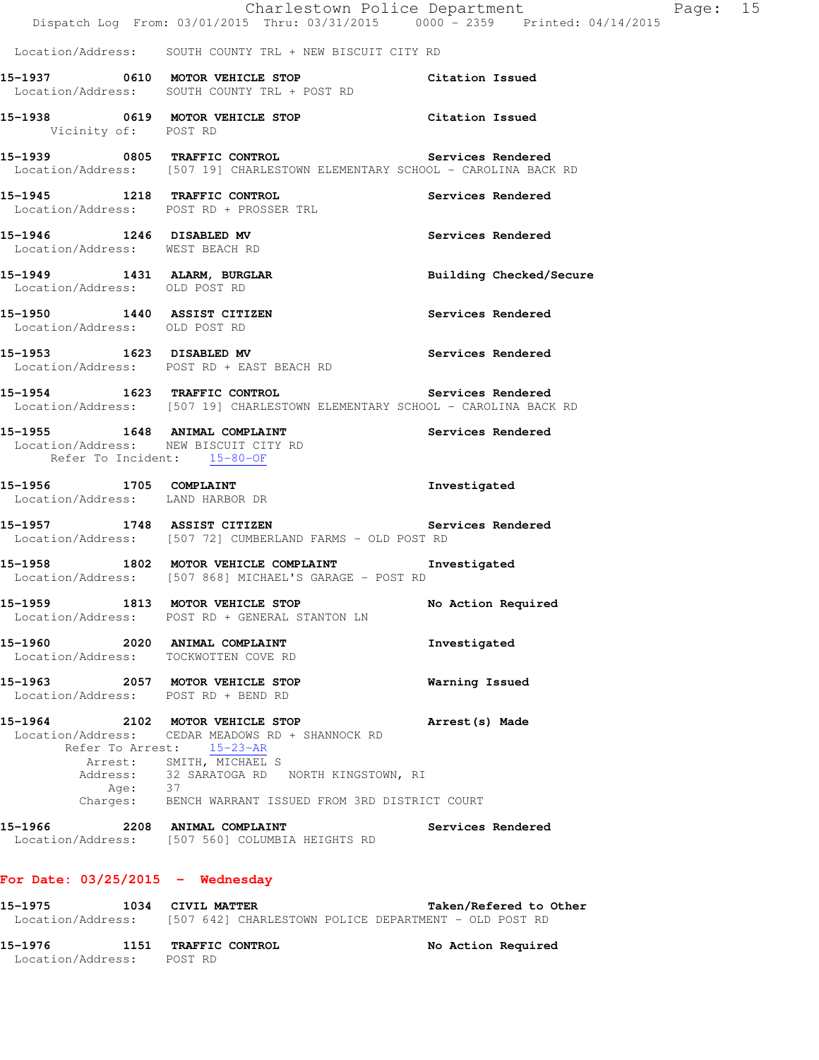Location/Address: SOUTH COUNTY TRL + NEW BISCUIT CITY RD

**15-1937 0610 MOTOR VEHICLE STOP** — Citation Issued
Location/Address: SOUTH COUNTY TRL + POST RD

**15-1938 0619 MOTOR VEHICLE STOP** — Citation Issued
Vicinity of: POST RD

**15-1939 0805 TRAFFIC CONTROL** — Services Rendered
Location/Address: [507 19] CHARLESTOWN ELEMENTARY SCHOOL - CAROLINA BACK RD

**15-1945 1218 TRAFFIC CONTROL** — Services Rendered
Location/Address: POST RD + PROSSER TRL

**15-1946 1246 DISABLED MV** — Services Rendered
Location/Address: WEST BEACH RD

**15-1949 1431 ALARM, BURGLAR** — Building Checked/Secure
Location/Address: OLD POST RD

**15-1950 1440 ASSIST CITIZEN** — Services Rendered
Location/Address: OLD POST RD

**15-1953 1623 DISABLED MV** — Services Rendered
Location/Address: POST RD + EAST BEACH RD

**15-1954 1623 TRAFFIC CONTROL** — Services Rendered
Location/Address: [507 19] CHARLESTOWN ELEMENTARY SCHOOL - CAROLINA BACK RD

**15-1955 1648 ANIMAL COMPLAINT** — Services Rendered
Location/Address: NEW BISCUIT CITY RD
Refer To Incident: 15-80-OF

**15-1956 1705 COMPLAINT** — Investigated
Location/Address: LAND HARBOR DR

**15-1957 1748 ASSIST CITIZEN** — Services Rendered
Location/Address: [507 72] CUMBERLAND FARMS - OLD POST RD

**15-1958 1802 MOTOR VEHICLE COMPLAINT** — Investigated
Location/Address: [507 868] MICHAEL'S GARAGE - POST RD

**15-1959 1813 MOTOR VEHICLE STOP** — No Action Required
Location/Address: POST RD + GENERAL STANTON LN

**15-1960 2020 ANIMAL COMPLAINT** — Investigated
Location/Address: TOCKWOTTEN COVE RD

**15-1963 2057 MOTOR VEHICLE STOP** — Warning Issued
Location/Address: POST RD + BEND RD

**15-1964 2102 MOTOR VEHICLE STOP** — Arrest(s) Made
Location/Address: CEDAR MEADOWS RD + SHANNOCK RD
Refer To Arrest: 15-23-AR
Arrest: SMITH, MICHAEL S
Address: 32 SARATOGA RD NORTH KINGSTOWN, RI
Age: 37
Charges: BENCH WARRANT ISSUED FROM 3RD DISTRICT COURT

**15-1966 2208 ANIMAL COMPLAINT** — Services Rendered
Location/Address: [507 560] COLUMBIA HEIGHTS RD

## For Date: 03/25/2015 - Wednesday

**15-1975 1034 CIVIL MATTER** — Taken/Refered to Other
Location/Address: [507 642] CHARLESTOWN POLICE DEPARTMENT - OLD POST RD

**15-1976 1151 TRAFFIC CONTROL** — No Action Required
Location/Address: POST RD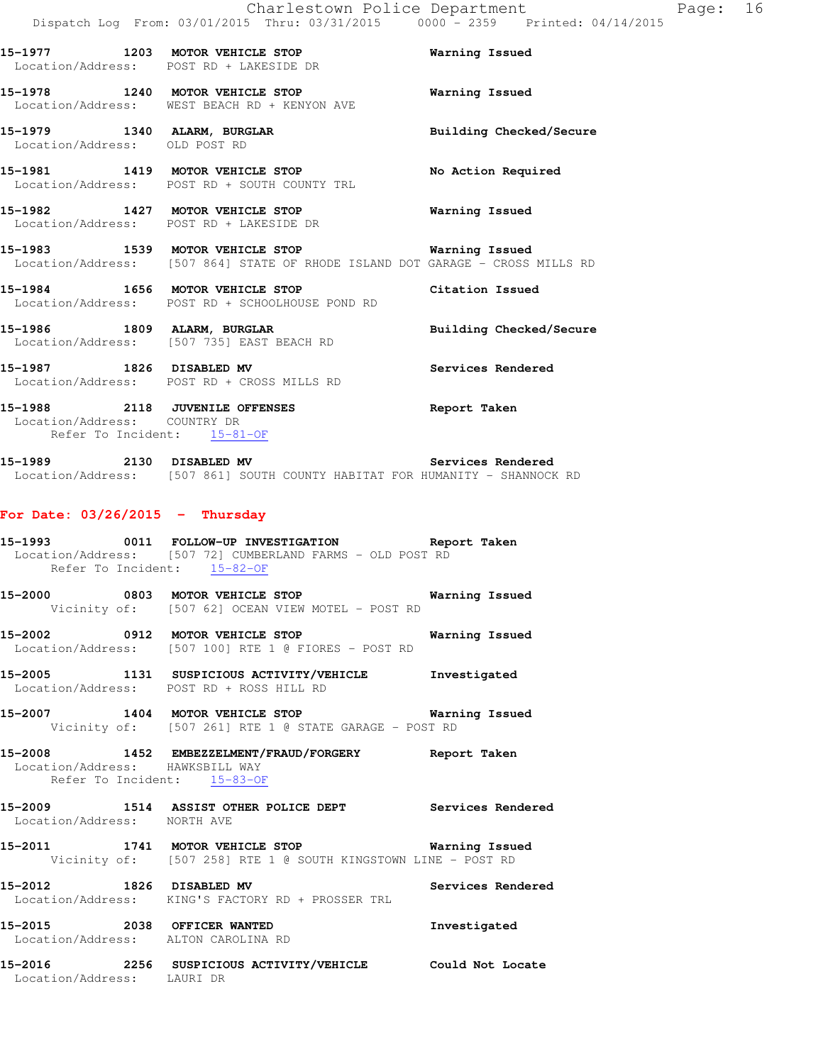15-1977 1203 **MOTOR VEHICLE STOP** Warning Issued
Location/Address: POST RD + LAKESIDE DR

15-1978 1240 **MOTOR VEHICLE STOP** Warning Issued
Location/Address: WEST BEACH RD + KENYON AVE

15-1979 1340 **ALARM, BURGLAR** Building Checked/Secure
Location/Address: OLD POST RD

15-1981 1419 **MOTOR VEHICLE STOP** No Action Required
Location/Address: POST RD + SOUTH COUNTY TRL

15-1982 1427 **MOTOR VEHICLE STOP** Warning Issued
Location/Address: POST RD + LAKESIDE DR

15-1983 1539 **MOTOR VEHICLE STOP** Warning Issued
Location/Address: [507 864] STATE OF RHODE ISLAND DOT GARAGE - CROSS MILLS RD

15-1984 1656 **MOTOR VEHICLE STOP** Citation Issued
Location/Address: POST RD + SCHOOLHOUSE POND RD

15-1986 1809 **ALARM, BURGLAR** Building Checked/Secure
Location/Address: [507 735] EAST BEACH RD

15-1987 1826 **DISABLED MV** Services Rendered
Location/Address: POST RD + CROSS MILLS RD

15-1988 2118 **JUVENILE OFFENSES** Report Taken
Location/Address: COUNTRY DR
Refer To Incident: 15-81-OF

15-1989 2130 **DISABLED MV** Services Rendered
Location/Address: [507 861] SOUTH COUNTY HABITAT FOR HUMANITY - SHANNOCK RD

## For Date: 03/26/2015 - Thursday

15-1993 0011 **FOLLOW-UP INVESTIGATION** Report Taken
Location/Address: [507 72] CUMBERLAND FARMS - OLD POST RD
Refer To Incident: 15-82-OF

15-2000 0803 **MOTOR VEHICLE STOP** Warning Issued
Vicinity of: [507 62] OCEAN VIEW MOTEL - POST RD

15-2002 0912 **MOTOR VEHICLE STOP** Warning Issued
Location/Address: [507 100] RTE 1 @ FIORES - POST RD

15-2005 1131 **SUSPICIOUS ACTIVITY/VEHICLE** Investigated
Location/Address: POST RD + ROSS HILL RD

15-2007 1404 **MOTOR VEHICLE STOP** Warning Issued
Vicinity of: [507 261] RTE 1 @ STATE GARAGE - POST RD

15-2008 1452 **EMBEZZELMENT/FRAUD/FORGERY** Report Taken
Location/Address: HAWKSBILL WAY
Refer To Incident: 15-83-OF

15-2009 1514 **ASSIST OTHER POLICE DEPT** Services Rendered
Location/Address: NORTH AVE

15-2011 1741 **MOTOR VEHICLE STOP** Warning Issued
Vicinity of: [507 258] RTE 1 @ SOUTH KINGSTOWN LINE - POST RD

15-2012 1826 **DISABLED MV** Services Rendered
Location/Address: KING'S FACTORY RD + PROSSER TRL

15-2015 2038 **OFFICER WANTED** Investigated
Location/Address: ALTON CAROLINA RD

15-2016 2256 **SUSPICIOUS ACTIVITY/VEHICLE** Could Not Locate
Location/Address: LAURI DR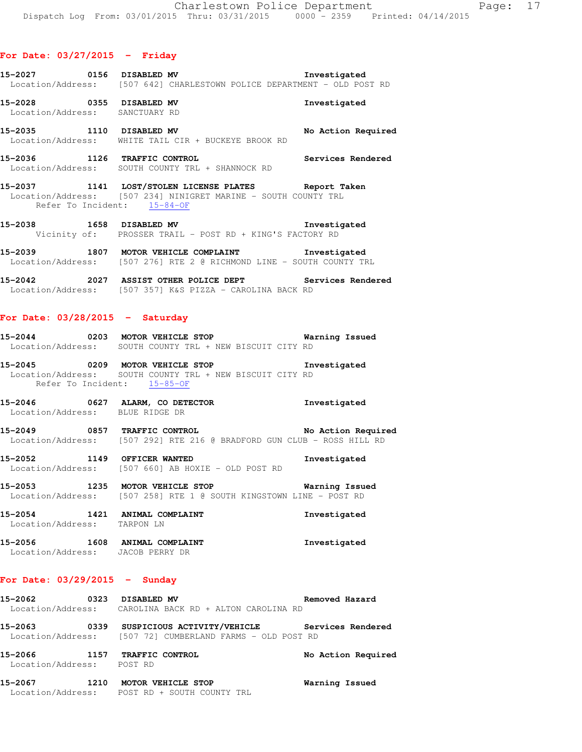## For Date: 03/27/2015 - Friday

**15-2027** 0156 **DISABLED MV** **Investigated**
Location/Address: [507 642] CHARLESTOWN POLICE DEPARTMENT - OLD POST RD

**15-2028** 0355 **DISABLED MV** **Investigated**
Location/Address: SANCTUARY RD

**15-2035** 1110 **DISABLED MV** **No Action Required**
Location/Address: WHITE TAIL CIR + BUCKEYE BROOK RD

**15-2036** 1126 **TRAFFIC CONTROL** **Services Rendered**
Location/Address: SOUTH COUNTY TRL + SHANNOCK RD

**15-2037** 1141 **LOST/STOLEN LICENSE PLATES** **Report Taken**
Location/Address: [507 234] NINIGRET MARINE - SOUTH COUNTY TRL
Refer To Incident: 15-84-OF

**15-2038** 1658 **DISABLED MV** **Investigated**
Vicinity of: PROSSER TRAIL - POST RD + KING'S FACTORY RD

**15-2039** 1807 **MOTOR VEHICLE COMPLAINT** **Investigated**
Location/Address: [507 276] RTE 2 @ RICHMOND LINE - SOUTH COUNTY TRL

**15-2042** 2027 **ASSIST OTHER POLICE DEPT** **Services Rendered**
Location/Address: [507 357] K&S PIZZA - CAROLINA BACK RD

## For Date: 03/28/2015 - Saturday

**15-2044** 0203 **MOTOR VEHICLE STOP** **Warning Issued**
Location/Address: SOUTH COUNTY TRL + NEW BISCUIT CITY RD

**15-2045** 0209 **MOTOR VEHICLE STOP** **Investigated**
Location/Address: SOUTH COUNTY TRL + NEW BISCUIT CITY RD
Refer To Incident: 15-85-OF

**15-2046** 0627 **ALARM, CO DETECTOR** **Investigated**
Location/Address: BLUE RIDGE DR

**15-2049** 0857 **TRAFFIC CONTROL** **No Action Required**
Location/Address: [507 292] RTE 216 @ BRADFORD GUN CLUB - ROSS HILL RD

**15-2052** 1149 **OFFICER WANTED** **Investigated**
Location/Address: [507 660] AB HOXIE - OLD POST RD

**15-2053** 1235 **MOTOR VEHICLE STOP** **Warning Issued**
Location/Address: [507 258] RTE 1 @ SOUTH KINGSTOWN LINE - POST RD

**15-2054** 1421 **ANIMAL COMPLAINT** **Investigated**
Location/Address: TARPON LN

**15-2056** 1608 **ANIMAL COMPLAINT** **Investigated**
Location/Address: JACOB PERRY DR

## For Date: 03/29/2015 - Sunday

**15-2062** 0323 **DISABLED MV** **Removed Hazard**
Location/Address: CAROLINA BACK RD + ALTON CAROLINA RD

**15-2063** 0339 **SUSPICIOUS ACTIVITY/VEHICLE** **Services Rendered**
Location/Address: [507 72] CUMBERLAND FARMS - OLD POST RD

**15-2066** 1157 **TRAFFIC CONTROL** **No Action Required**
Location/Address: POST RD

**15-2067** 1210 **MOTOR VEHICLE STOP** **Warning Issued**
Location/Address: POST RD + SOUTH COUNTY TRL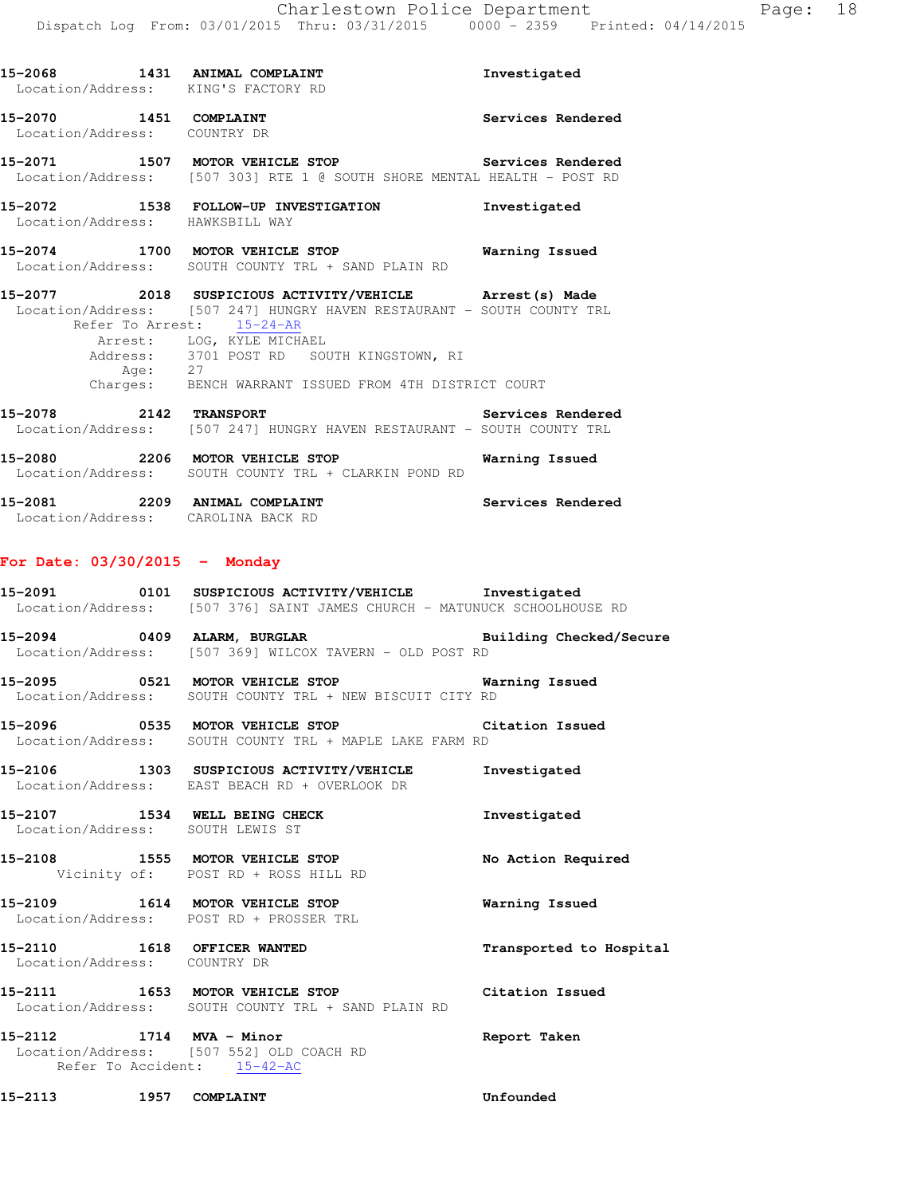**15-2068** 1431 **ANIMAL COMPLAINT** Investigated
Location/Address: KING'S FACTORY RD

**15-2070** 1451 **COMPLAINT** Services Rendered
Location/Address: COUNTRY DR

**15-2071** 1507 **MOTOR VEHICLE STOP** Services Rendered
Location/Address: [507 303] RTE 1 @ SOUTH SHORE MENTAL HEALTH - POST RD

**15-2072** 1538 **FOLLOW-UP INVESTIGATION** Investigated
Location/Address: HAWKSBILL WAY

**15-2074** 1700 **MOTOR VEHICLE STOP** Warning Issued
Location/Address: SOUTH COUNTY TRL + SAND PLAIN RD

**15-2077** 2018 **SUSPICIOUS ACTIVITY/VEHICLE** Arrest(s) Made
Location/Address: [507 247] HUNGRY HAVEN RESTAURANT - SOUTH COUNTY TRL
Refer To Arrest: 15-24-AR
Arrest: LOG, KYLE MICHAEL
Address: 3701 POST RD SOUTH KINGSTOWN, RI
Age: 27
Charges: BENCH WARRANT ISSUED FROM 4TH DISTRICT COURT

**15-2078** 2142 **TRANSPORT** Services Rendered
Location/Address: [507 247] HUNGRY HAVEN RESTAURANT - SOUTH COUNTY TRL

**15-2080** 2206 **MOTOR VEHICLE STOP** Warning Issued
Location/Address: SOUTH COUNTY TRL + CLARKIN POND RD

**15-2081** 2209 **ANIMAL COMPLAINT** Services Rendered
Location/Address: CAROLINA BACK RD

## For Date: 03/30/2015 - Monday

**15-2091** 0101 **SUSPICIOUS ACTIVITY/VEHICLE** Investigated
Location/Address: [507 376] SAINT JAMES CHURCH - MATUNUCK SCHOOLHOUSE RD

**15-2094** 0409 **ALARM, BURGLAR** Building Checked/Secure
Location/Address: [507 369] WILCOX TAVERN - OLD POST RD

**15-2095** 0521 **MOTOR VEHICLE STOP** Warning Issued
Location/Address: SOUTH COUNTY TRL + NEW BISCUIT CITY RD

**15-2096** 0535 **MOTOR VEHICLE STOP** Citation Issued
Location/Address: SOUTH COUNTY TRL + MAPLE LAKE FARM RD

**15-2106** 1303 **SUSPICIOUS ACTIVITY/VEHICLE** Investigated
Location/Address: EAST BEACH RD + OVERLOOK DR

**15-2107** 1534 **WELL BEING CHECK** Investigated
Location/Address: SOUTH LEWIS ST

**15-2108** 1555 **MOTOR VEHICLE STOP** No Action Required
Vicinity of: POST RD + ROSS HILL RD

**15-2109** 1614 **MOTOR VEHICLE STOP** Warning Issued
Location/Address: POST RD + PROSSER TRL

**15-2110** 1618 **OFFICER WANTED** Transported to Hospital
Location/Address: COUNTRY DR

**15-2111** 1653 **MOTOR VEHICLE STOP** Citation Issued
Location/Address: SOUTH COUNTY TRL + SAND PLAIN RD

**15-2112** 1714 **MVA - Minor** Report Taken
Location/Address: [507 552] OLD COACH RD
Refer To Accident: 15-42-AC

**15-2113** 1957 **COMPLAINT** Unfounded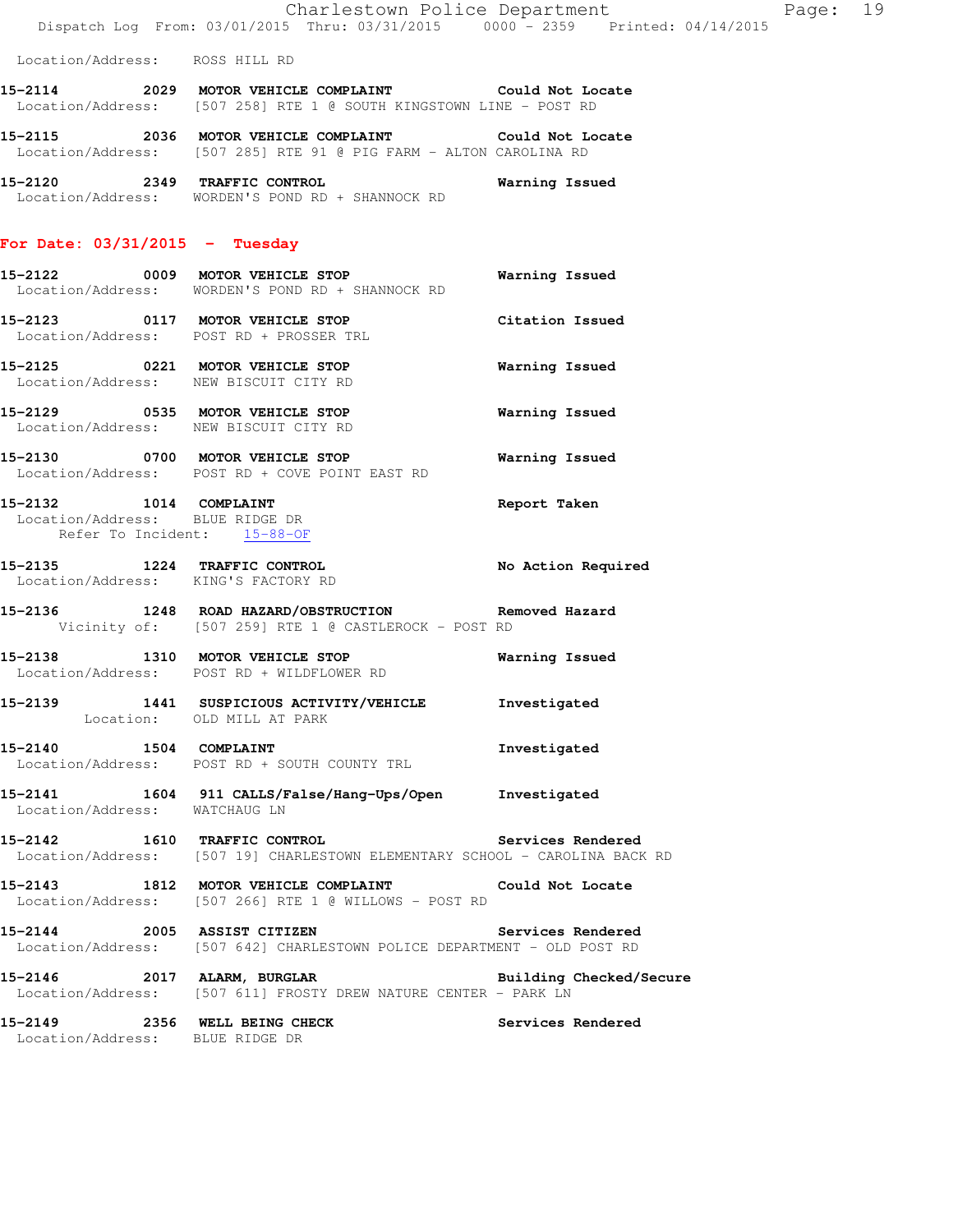Location/Address: ROSS HILL RD

**15-2114 2029 MOTOR VEHICLE COMPLAINT** **Could Not Locate**
Location/Address: [507 258] RTE 1 @ SOUTH KINGSTOWN LINE - POST RD

**15-2115 2036 MOTOR VEHICLE COMPLAINT** **Could Not Locate**
Location/Address: [507 285] RTE 91 @ PIG FARM - ALTON CAROLINA RD

**15-2120 2349 TRAFFIC CONTROL** **Warning Issued**
Location/Address: WORDEN'S POND RD + SHANNOCK RD

## For Date: 03/31/2015 - Tuesday

**15-2122 0009 MOTOR VEHICLE STOP** **Warning Issued**
Location/Address: WORDEN'S POND RD + SHANNOCK RD

**15-2123 0117 MOTOR VEHICLE STOP** **Citation Issued**
Location/Address: POST RD + PROSSER TRL

**15-2125 0221 MOTOR VEHICLE STOP** **Warning Issued**
Location/Address: NEW BISCUIT CITY RD

**15-2129 0535 MOTOR VEHICLE STOP** **Warning Issued**
Location/Address: NEW BISCUIT CITY RD

**15-2130 0700 MOTOR VEHICLE STOP** **Warning Issued**
Location/Address: POST RD + COVE POINT EAST RD

**15-2132 1014 COMPLAINT** **Report Taken**
Location/Address: BLUE RIDGE DR
Refer To Incident: 15-88-OF

**15-2135 1224 TRAFFIC CONTROL** **No Action Required**
Location/Address: KING'S FACTORY RD

**15-2136 1248 ROAD HAZARD/OBSTRUCTION** **Removed Hazard**
Vicinity of: [507 259] RTE 1 @ CASTLEROCK - POST RD

**15-2138 1310 MOTOR VEHICLE STOP** **Warning Issued**
Location/Address: POST RD + WILDFLOWER RD

**15-2139 1441 SUSPICIOUS ACTIVITY/VEHICLE** **Investigated**
Location: OLD MILL AT PARK

**15-2140 1504 COMPLAINT** **Investigated**
Location/Address: POST RD + SOUTH COUNTY TRL

**15-2141 1604 911 CALLS/False/Hang-Ups/Open** **Investigated**
Location/Address: WATCHAUG LN

**15-2142 1610 TRAFFIC CONTROL** **Services Rendered**
Location/Address: [507 19] CHARLESTOWN ELEMENTARY SCHOOL - CAROLINA BACK RD

**15-2143 1812 MOTOR VEHICLE COMPLAINT** **Could Not Locate**
Location/Address: [507 266] RTE 1 @ WILLOWS - POST RD

**15-2144 2005 ASSIST CITIZEN** **Services Rendered**
Location/Address: [507 642] CHARLESTOWN POLICE DEPARTMENT - OLD POST RD

**15-2146 2017 ALARM, BURGLAR** **Building Checked/Secure**
Location/Address: [507 611] FROSTY DREW NATURE CENTER - PARK LN

**15-2149 2356 WELL BEING CHECK** **Services Rendered**
Location/Address: BLUE RIDGE DR